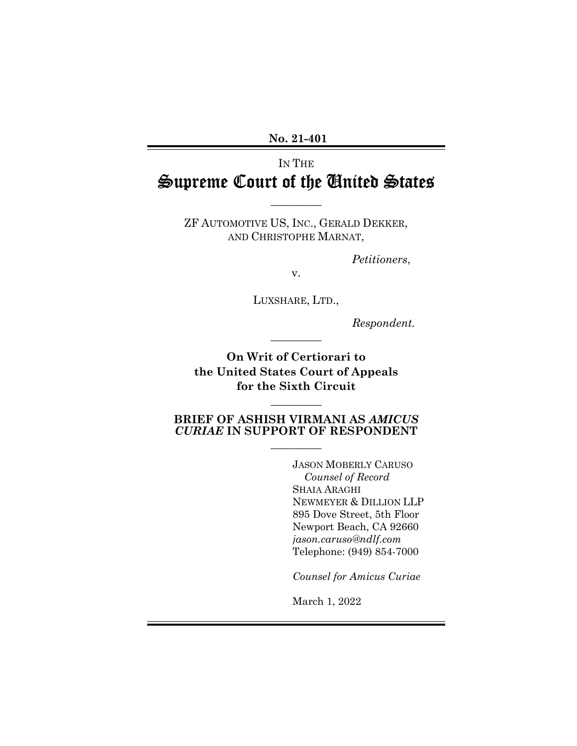**No. 21-401**

---

IN THE

# Supreme Court of the United States

---

ZF AUTOMOTIVE US, INC., GERALD DEKKER, AND CHRISTOPHE MARNAT,

*Petitioners*,

v.

LUXSHARE, LTD.,

*Respondent.*

---

**On Writ of Certiorari to the United States Court of Appeals for the Sixth Circuit**

---

**BRIEF OF ASHISH VIRMANI AS *AMICUS CURIAE* IN SUPPORT OF RESPONDENT**

---

JASON MOBERLY CARUSO
*Counsel of Record*
SHAIA ARAGHI
NEWMEYER & DILLION LLP
895 Dove Street, 5th Floor
Newport Beach, CA 92660
*jason.caruso@ndlf.com*
Telephone: (949) 854-7000

*Counsel for Amicus Curiae*

March 1, 2022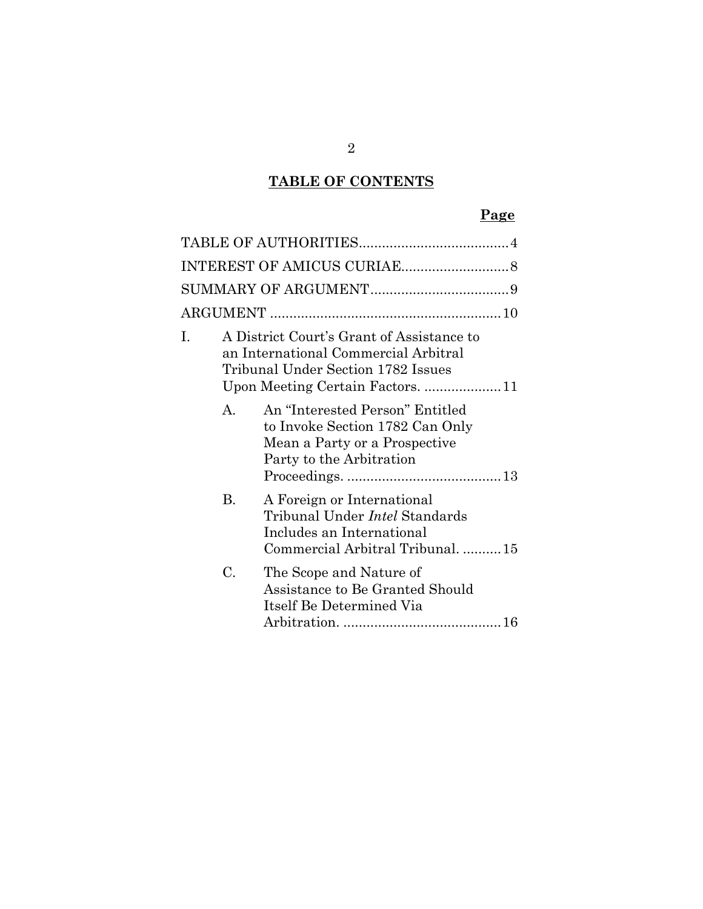## TABLE OF CONTENTS

| | Page |
|---|---|
| TABLE OF AUTHORITIES | 4 |
| INTEREST OF AMICUS CURIAE | 8 |
| SUMMARY OF ARGUMENT | 9 |
| ARGUMENT | 10 |
| I. A District Court's Grant of Assistance to an International Commercial Arbitral Tribunal Under Section 1782 Issues Upon Meeting Certain Factors. | 11 |
| A. An "Interested Person" Entitled to Invoke Section 1782 Can Only Mean a Party or a Prospective Party to the Arbitration Proceedings. | 13 |
| B. A Foreign or International Tribunal Under *Intel* Standards Includes an International Commercial Arbitral Tribunal. | 15 |
| C. The Scope and Nature of Assistance to Be Granted Should Itself Be Determined Via Arbitration. | 16 |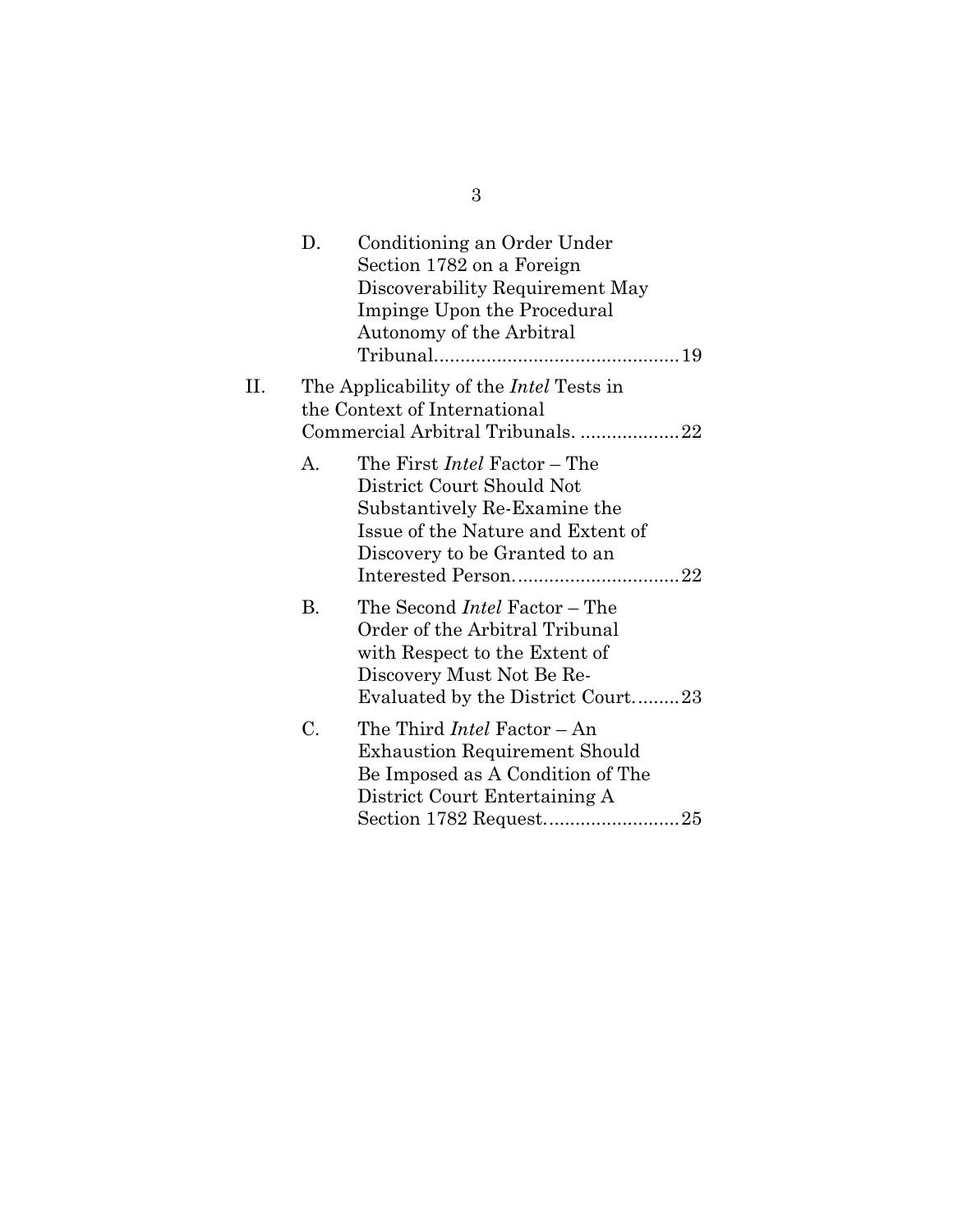D. Conditioning an Order Under Section 1782 on a Foreign Discoverability Requirement May Impinge Upon the Procedural Autonomy of the Arbitral Tribunal..............................................19

II. The Applicability of the *Intel* Tests in the Context of International Commercial Arbitral Tribunals. ...................22

A. The First *Intel* Factor – The District Court Should Not Substantively Re-Examine the Issue of the Nature and Extent of Discovery to be Granted to an Interested Person...............................22

B. The Second *Intel* Factor – The Order of the Arbitral Tribunal with Respect to the Extent of Discovery Must Not Be Re-Evaluated by the District Court.........23

C. The Third *Intel* Factor – An Exhaustion Requirement Should Be Imposed as A Condition of The District Court Entertaining A Section 1782 Request.........................25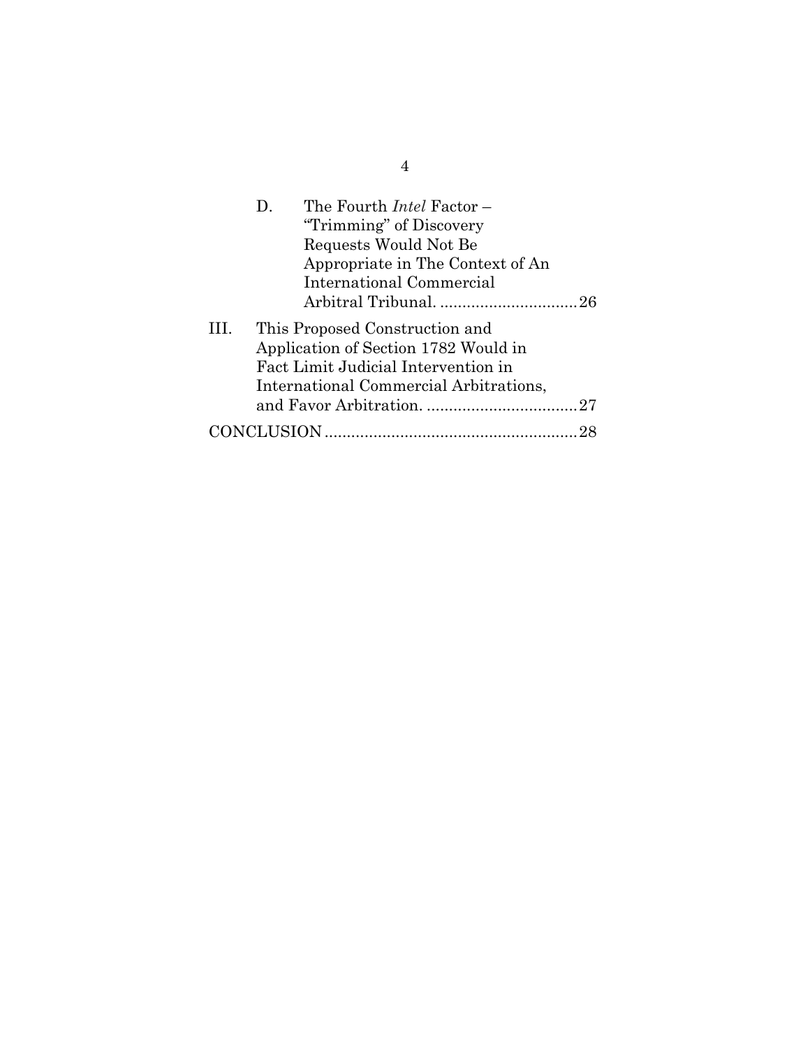D. The Fourth *Intel* Factor – "Trimming" of Discovery Requests Would Not Be Appropriate in The Context of An International Commercial Arbitral Tribunal. ............................... 26

III. This Proposed Construction and Application of Section 1782 Would in Fact Limit Judicial Intervention in International Commercial Arbitrations, and Favor Arbitration. .................................. 27

CONCLUSION ......................................................... 28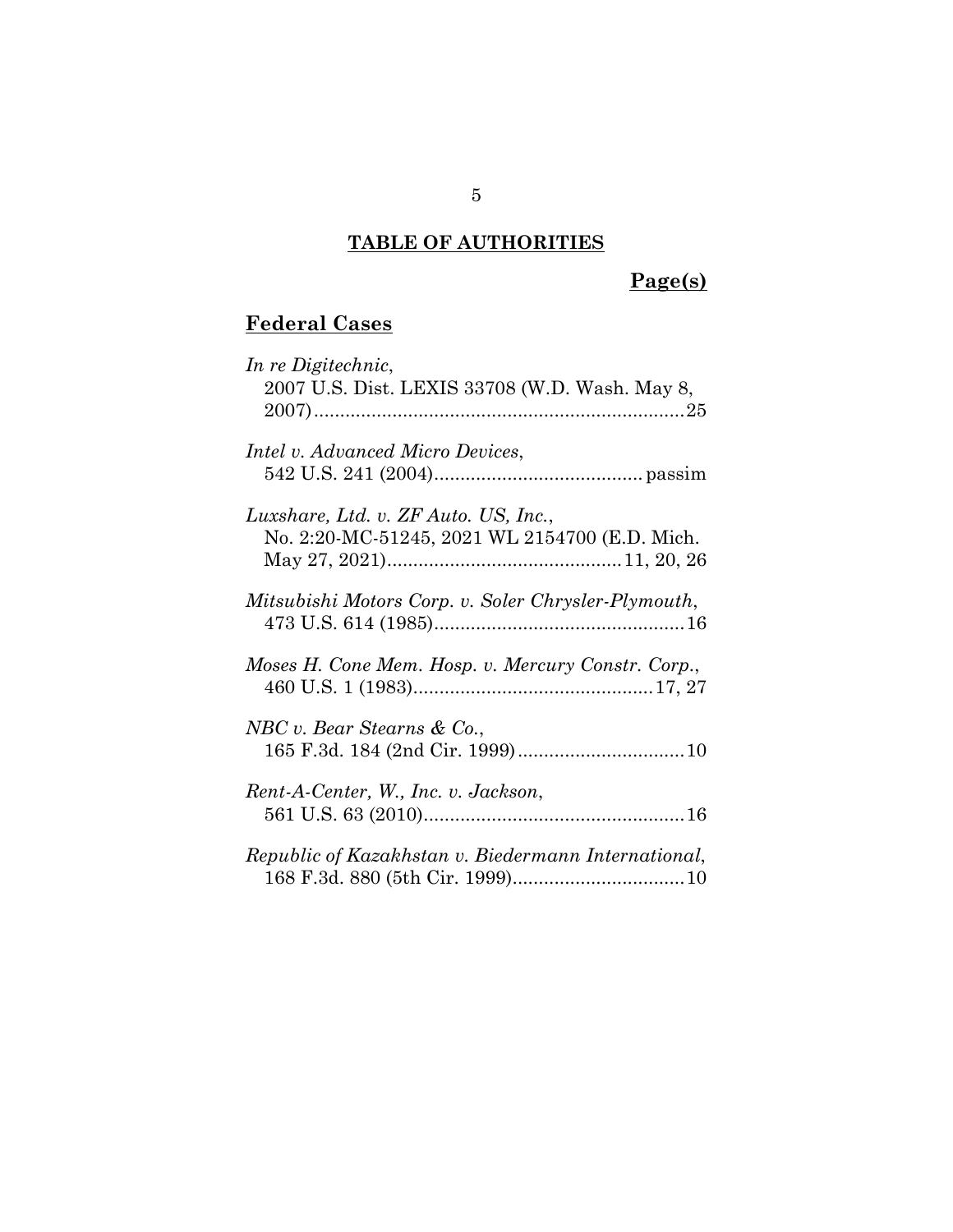## TABLE OF AUTHORITIES

**Page(s)**

### Federal Cases

*In re Digitechnic*,
2007 U.S. Dist. LEXIS 33708 (W.D. Wash. May 8, 2007)........................................................................25

*Intel v. Advanced Micro Devices*,
542 U.S. 241 (2004)........................................ passim

*Luxshare, Ltd. v. ZF Auto. US, Inc.*,
No. 2:20-MC-51245, 2021 WL 2154700 (E.D. Mich. May 27, 2021)............................................11, 20, 26

*Mitsubishi Motors Corp. v. Soler Chrysler-Plymouth*,
473 U.S. 614 (1985)................................................16

*Moses H. Cone Mem. Hosp. v. Mercury Constr. Corp.*,
460 U.S. 1 (1983)..............................................17, 27

*NBC v. Bear Stearns & Co.*,
165 F.3d. 184 (2nd Cir. 1999)................................10

*Rent-A-Center, W., Inc. v. Jackson*,
561 U.S. 63 (2010)..................................................16

*Republic of Kazakhstan v. Biedermann International*,
168 F.3d. 880 (5th Cir. 1999).................................10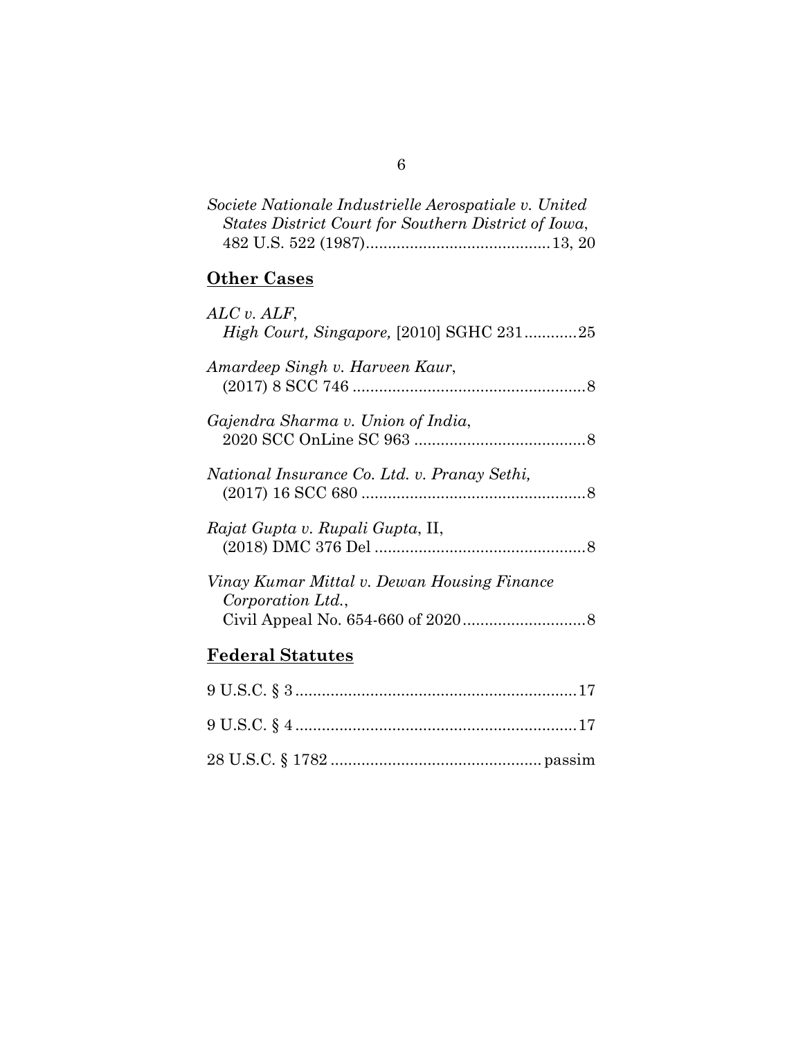*Societe Nationale Industrielle Aerospatiale v. United States District Court for Southern District of Iowa*,
482 U.S. 522 (1987) .......................................... 13, 20

## **Other Cases**

*ALC v. ALF*,
*High Court, Singapore,* [2010] SGHC 231 ............ 25

*Amardeep Singh v. Harveen Kaur*,
(2017) 8 SCC 746 ..................................................... 8

*Gajendra Sharma v. Union of India*,
2020 SCC OnLine SC 963 ....................................... 8

*National Insurance Co. Ltd. v. Pranay Sethi,*
(2017) 16 SCC 680 ................................................... 8

*Rajat Gupta v. Rupali Gupta*, II,
(2018) DMC 376 Del ................................................ 8

*Vinay Kumar Mittal v. Dewan Housing Finance Corporation Ltd.*,
Civil Appeal No. 654-660 of 2020 ............................ 8

## **Federal Statutes**

9 U.S.C. § 3 ................................................................ 17

9 U.S.C. § 4 ................................................................ 17

28 U.S.C. § 1782 ............................................... passim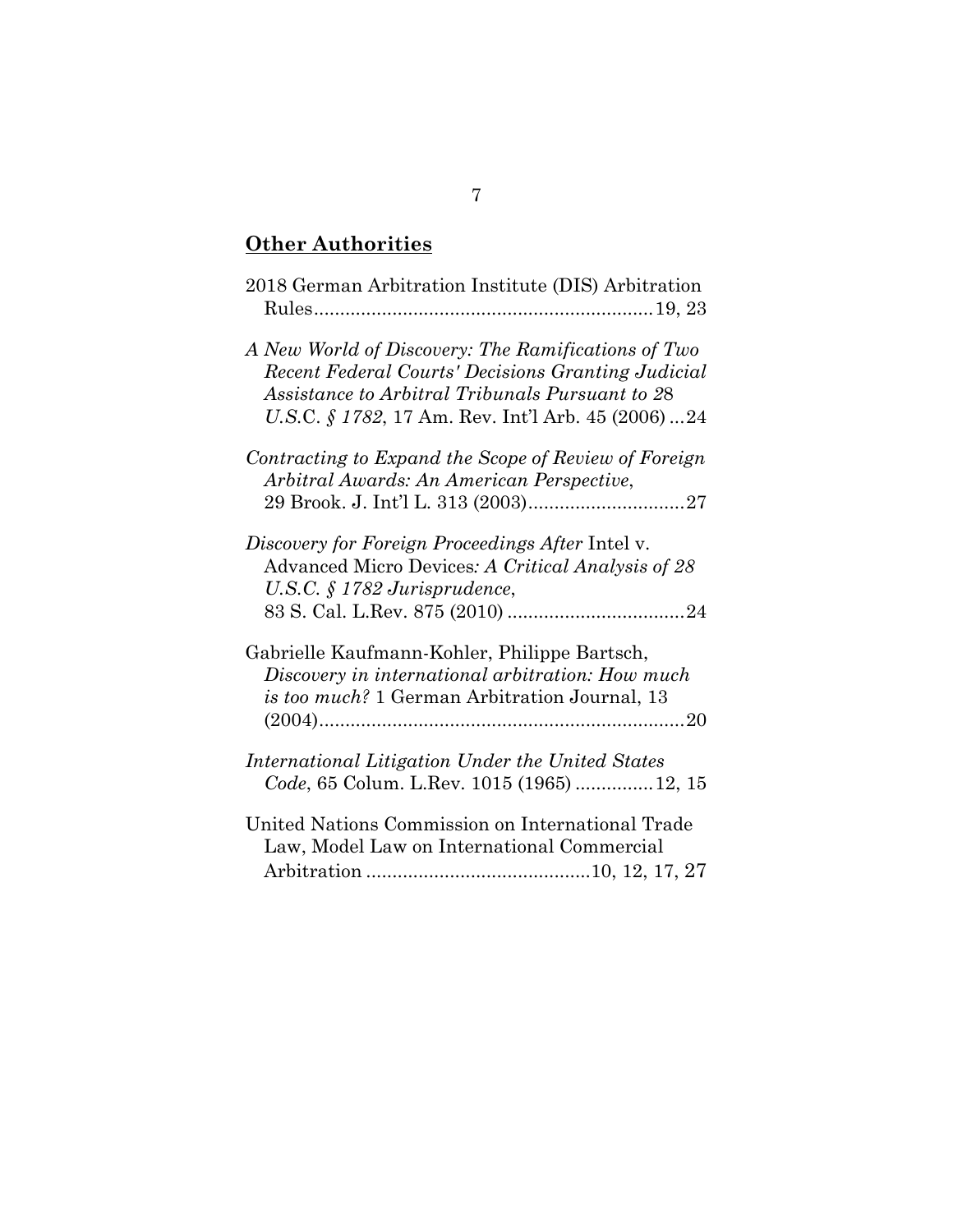## **Other Authorities**

2018 German Arbitration Institute (DIS) Arbitration Rules................................................................19, 23

*A New World of Discovery: The Ramifications of Two Recent Federal Courts' Decisions Granting Judicial Assistance to Arbitral Tribunals Pursuant to 28 U.S.C. § 1782*, 17 Am. Rev. Int'l Arb. 45 (2006) ...24

*Contracting to Expand the Scope of Review of Foreign Arbitral Awards: An American Perspective*, 29 Brook. J. Int'l L. 313 (2003)..............................27

*Discovery for Foreign Proceedings After* Intel v. Advanced Micro Devices*: A Critical Analysis of 28 U.S.C. § 1782 Jurisprudence*, 83 S. Cal. L.Rev. 875 (2010) ..................................24

Gabrielle Kaufmann-Kohler, Philippe Bartsch, *Discovery in international arbitration: How much is too much?* 1 German Arbitration Journal, 13 (2004).......................................................................20

*International Litigation Under the United States Code*, 65 Colum. L.Rev. 1015 (1965) ...............12, 15

United Nations Commission on International Trade Law, Model Law on International Commercial Arbitration ...........................................10, 12, 17, 27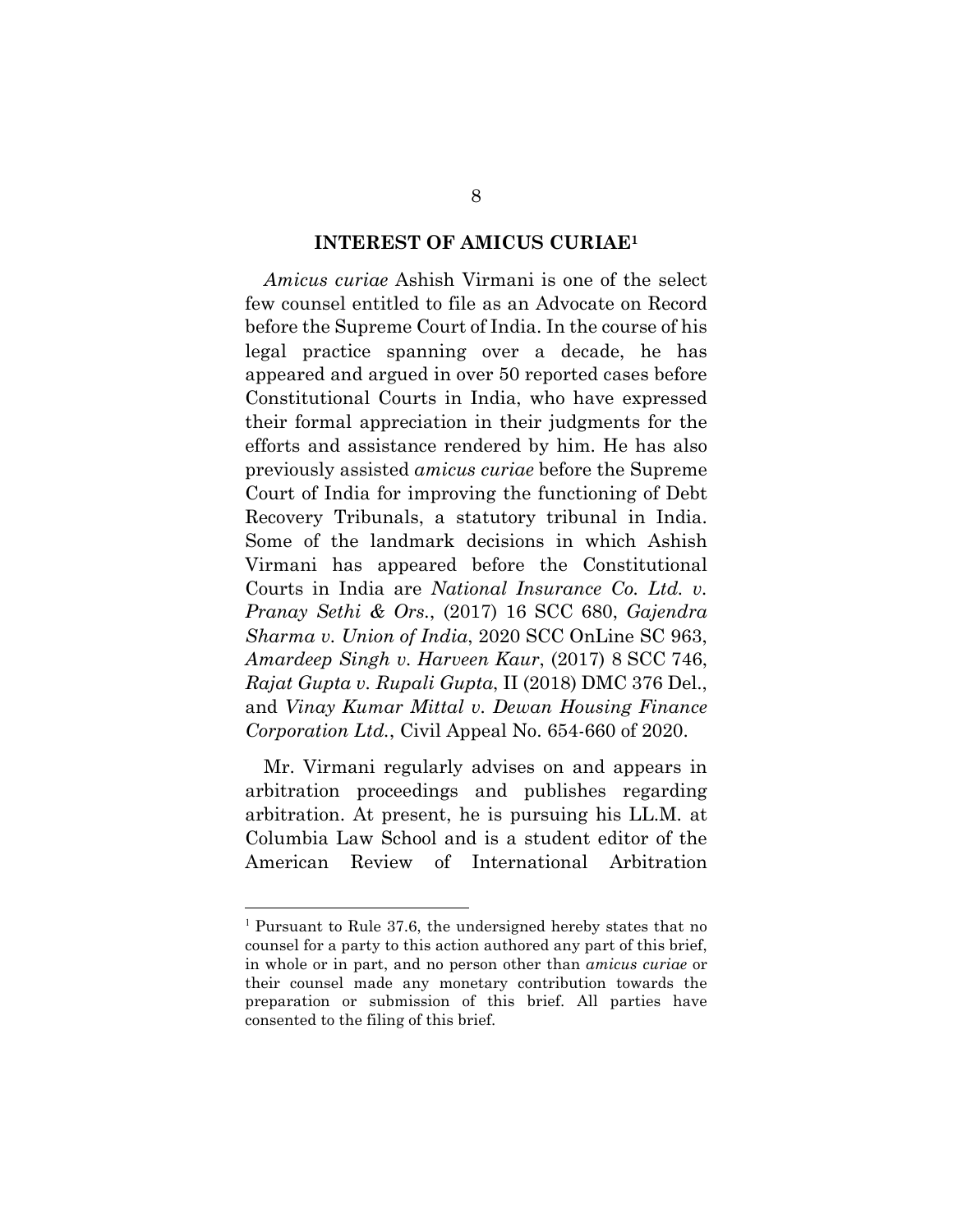## INTEREST OF AMICUS CURIAE[1]

*Amicus curiae* Ashish Virmani is one of the select few counsel entitled to file as an Advocate on Record before the Supreme Court of India. In the course of his legal practice spanning over a decade, he has appeared and argued in over 50 reported cases before Constitutional Courts in India, who have expressed their formal appreciation in their judgments for the efforts and assistance rendered by him. He has also previously assisted *amicus curiae* before the Supreme Court of India for improving the functioning of Debt Recovery Tribunals, a statutory tribunal in India. Some of the landmark decisions in which Ashish Virmani has appeared before the Constitutional Courts in India are *National Insurance Co. Ltd. v. Pranay Sethi & Ors.*, (2017) 16 SCC 680, *Gajendra Sharma v. Union of India*, 2020 SCC OnLine SC 963, *Amardeep Singh v. Harveen Kaur*, (2017) 8 SCC 746, *Rajat Gupta v. Rupali Gupta*, II (2018) DMC 376 Del., and *Vinay Kumar Mittal v. Dewan Housing Finance Corporation Ltd.*, Civil Appeal No. 654-660 of 2020.

Mr. Virmani regularly advises on and appears in arbitration proceedings and publishes regarding arbitration. At present, he is pursuing his LL.M. at Columbia Law School and is a student editor of the American Review of International Arbitration

---

[1] Pursuant to Rule 37.6, the undersigned hereby states that no counsel for a party to this action authored any part of this brief, in whole or in part, and no person other than *amicus curiae* or their counsel made any monetary contribution towards the preparation or submission of this brief. All parties have consented to the filing of this brief.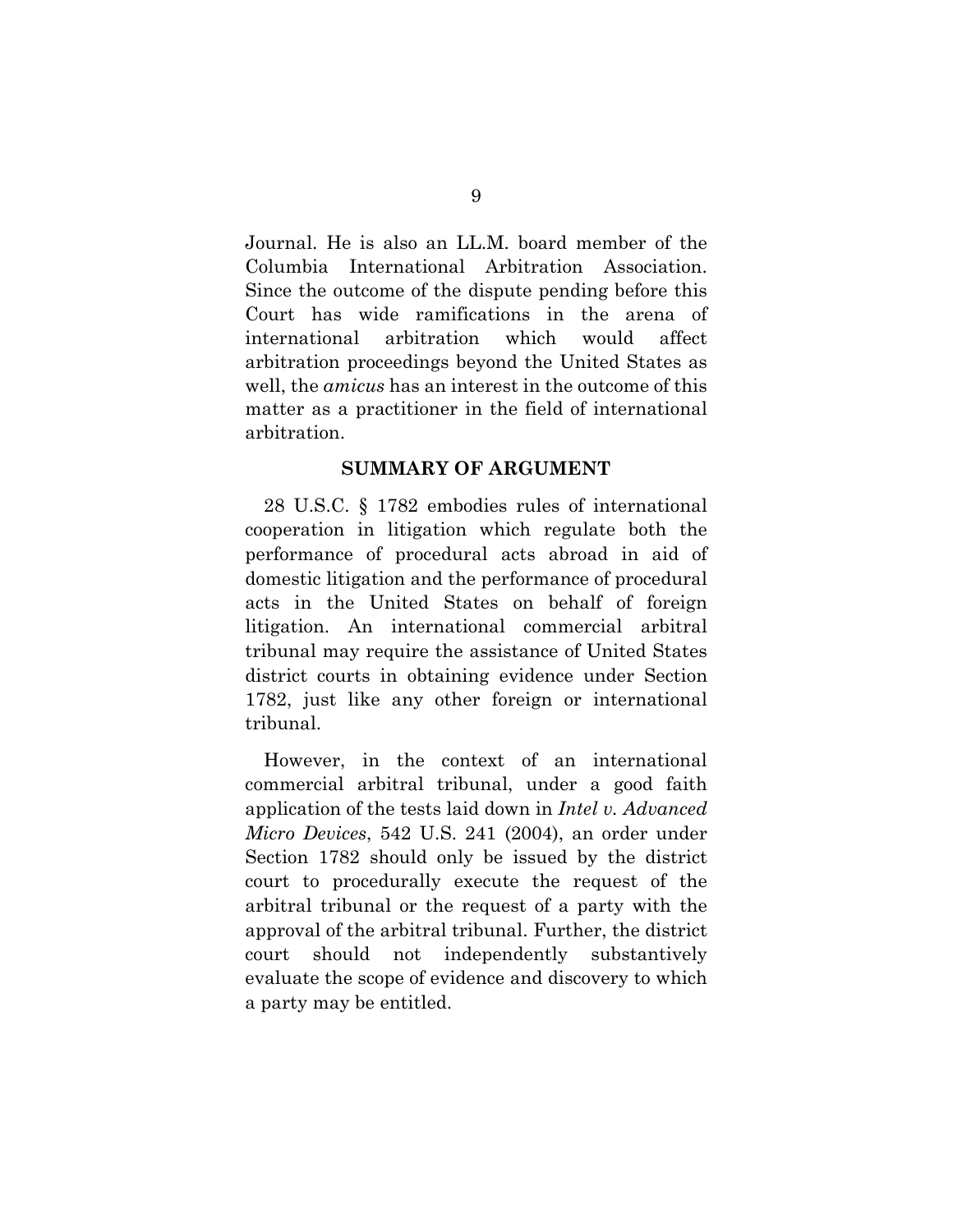Journal. He is also an LL.M. board member of the Columbia International Arbitration Association. Since the outcome of the dispute pending before this Court has wide ramifications in the arena of international arbitration which would affect arbitration proceedings beyond the United States as well, the *amicus* has an interest in the outcome of this matter as a practitioner in the field of international arbitration.

## SUMMARY OF ARGUMENT

28 U.S.C. § 1782 embodies rules of international cooperation in litigation which regulate both the performance of procedural acts abroad in aid of domestic litigation and the performance of procedural acts in the United States on behalf of foreign litigation. An international commercial arbitral tribunal may require the assistance of United States district courts in obtaining evidence under Section 1782, just like any other foreign or international tribunal.

However, in the context of an international commercial arbitral tribunal, under a good faith application of the tests laid down in *Intel v. Advanced Micro Devices*, 542 U.S. 241 (2004), an order under Section 1782 should only be issued by the district court to procedurally execute the request of the arbitral tribunal or the request of a party with the approval of the arbitral tribunal. Further, the district court should not independently substantively evaluate the scope of evidence and discovery to which a party may be entitled.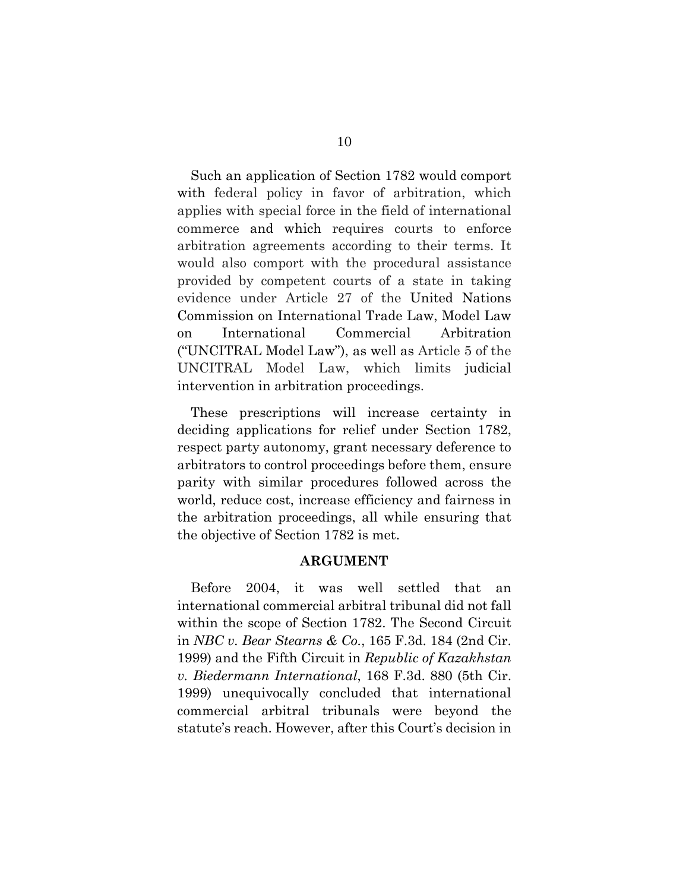Such an application of Section 1782 would comport with federal policy in favor of arbitration, which applies with special force in the field of international commerce and which requires courts to enforce arbitration agreements according to their terms. It would also comport with the procedural assistance provided by competent courts of a state in taking evidence under Article 27 of the United Nations Commission on International Trade Law, Model Law on International Commercial Arbitration ("UNCITRAL Model Law"), as well as Article 5 of the UNCITRAL Model Law, which limits judicial intervention in arbitration proceedings.

These prescriptions will increase certainty in deciding applications for relief under Section 1782, respect party autonomy, grant necessary deference to arbitrators to control proceedings before them, ensure parity with similar procedures followed across the world, reduce cost, increase efficiency and fairness in the arbitration proceedings, all while ensuring that the objective of Section 1782 is met.

## ARGUMENT

Before 2004, it was well settled that an international commercial arbitral tribunal did not fall within the scope of Section 1782. The Second Circuit in *NBC v. Bear Stearns & Co.*, 165 F.3d. 184 (2nd Cir. 1999) and the Fifth Circuit in *Republic of Kazakhstan v. Biedermann International*, 168 F.3d. 880 (5th Cir. 1999) unequivocally concluded that international commercial arbitral tribunals were beyond the statute's reach. However, after this Court's decision in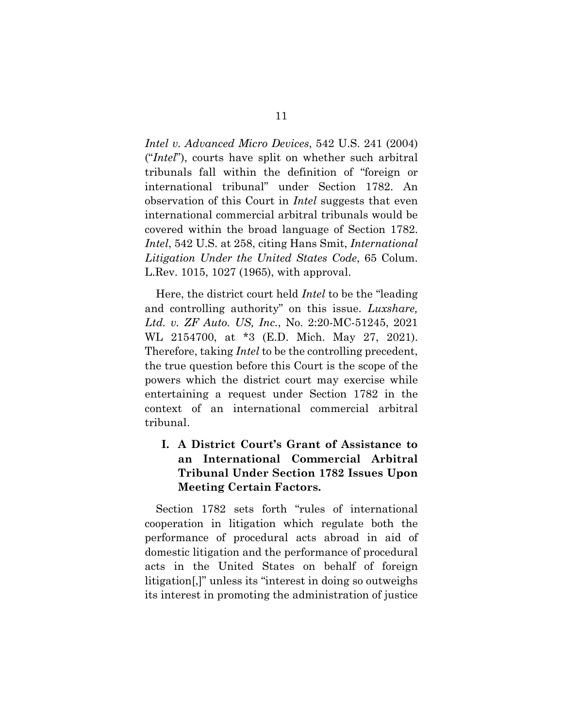*Intel v. Advanced Micro Devices*, 542 U.S. 241 (2004) ("*Intel*"), courts have split on whether such arbitral tribunals fall within the definition of "foreign or international tribunal" under Section 1782. An observation of this Court in *Intel* suggests that even international commercial arbitral tribunals would be covered within the broad language of Section 1782. *Intel*, 542 U.S. at 258, citing Hans Smit, *International Litigation Under the United States Code*, 65 Colum. L.Rev. 1015, 1027 (1965), with approval.

Here, the district court held *Intel* to be the "leading and controlling authority" on this issue. *Luxshare, Ltd. v. ZF Auto. US, Inc.*, No. 2:20-MC-51245, 2021 WL 2154700, at *3 (E.D. Mich. May 27, 2021). Therefore, taking *Intel* to be the controlling precedent, the true question before this Court is the scope of the powers which the district court may exercise while entertaining a request under Section 1782 in the context of an international commercial arbitral tribunal.

## I. A District Court's Grant of Assistance to an International Commercial Arbitral Tribunal Under Section 1782 Issues Upon Meeting Certain Factors.

Section 1782 sets forth "rules of international cooperation in litigation which regulate both the performance of procedural acts abroad in aid of domestic litigation and the performance of procedural acts in the United States on behalf of foreign litigation[,]" unless its "interest in doing so outweighs its interest in promoting the administration of justice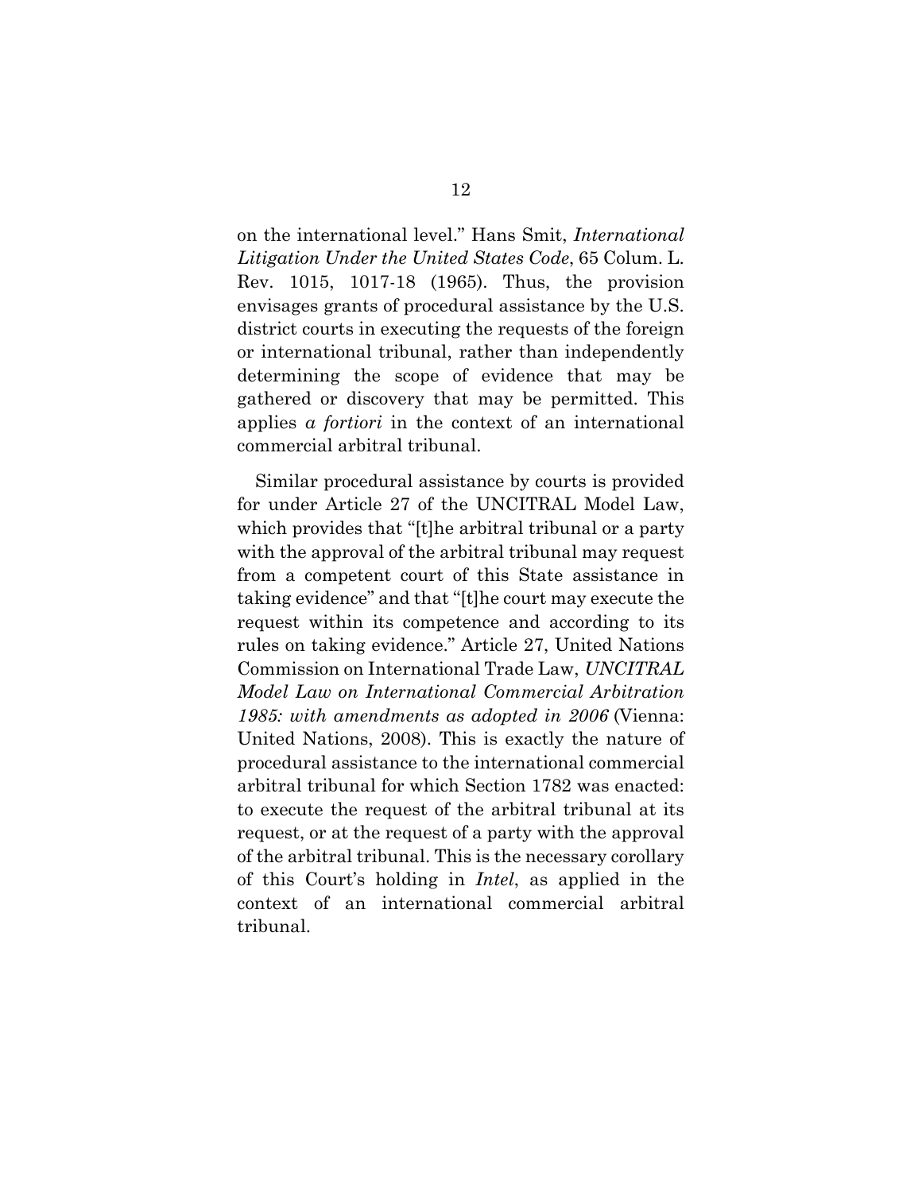on the international level." Hans Smit, *International Litigation Under the United States Code*, 65 Colum. L. Rev. 1015, 1017-18 (1965). Thus, the provision envisages grants of procedural assistance by the U.S. district courts in executing the requests of the foreign or international tribunal, rather than independently determining the scope of evidence that may be gathered or discovery that may be permitted. This applies *a fortiori* in the context of an international commercial arbitral tribunal.

Similar procedural assistance by courts is provided for under Article 27 of the UNCITRAL Model Law, which provides that "[t]he arbitral tribunal or a party with the approval of the arbitral tribunal may request from a competent court of this State assistance in taking evidence" and that "[t]he court may execute the request within its competence and according to its rules on taking evidence." Article 27, United Nations Commission on International Trade Law, *UNCITRAL Model Law on International Commercial Arbitration 1985: with amendments as adopted in 2006* (Vienna: United Nations, 2008). This is exactly the nature of procedural assistance to the international commercial arbitral tribunal for which Section 1782 was enacted: to execute the request of the arbitral tribunal at its request, or at the request of a party with the approval of the arbitral tribunal. This is the necessary corollary of this Court's holding in *Intel*, as applied in the context of an international commercial arbitral tribunal.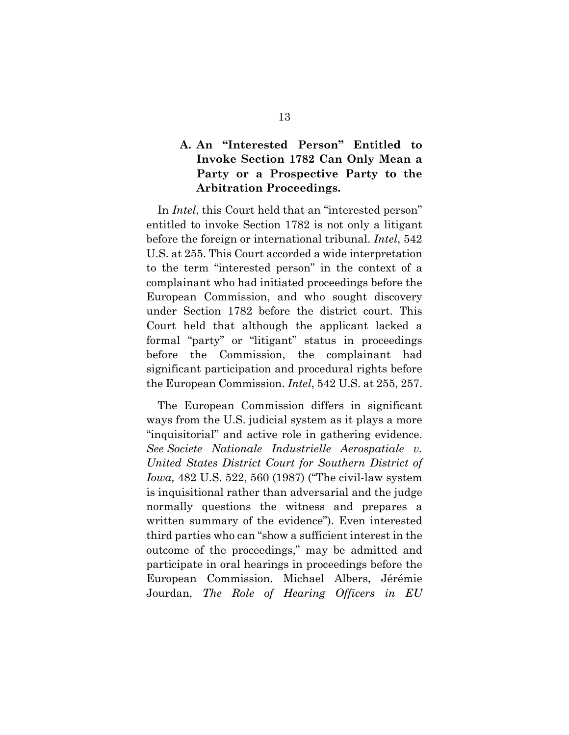### A. An "Interested Person" Entitled to Invoke Section 1782 Can Only Mean a Party or a Prospective Party to the Arbitration Proceedings.

In *Intel*, this Court held that an "interested person" entitled to invoke Section 1782 is not only a litigant before the foreign or international tribunal. *Intel*, 542 U.S. at 255. This Court accorded a wide interpretation to the term "interested person" in the context of a complainant who had initiated proceedings before the European Commission, and who sought discovery under Section 1782 before the district court. This Court held that although the applicant lacked a formal "party" or "litigant" status in proceedings before the Commission, the complainant had significant participation and procedural rights before the European Commission. *Intel*, 542 U.S. at 255, 257.

The European Commission differs in significant ways from the U.S. judicial system as it plays a more "inquisitorial" and active role in gathering evidence. *See Societe Nationale Industrielle Aerospatiale v. United States District Court for Southern District of Iowa,* 482 U.S. 522, 560 (1987) ("The civil-law system is inquisitional rather than adversarial and the judge normally questions the witness and prepares a written summary of the evidence"). Even interested third parties who can "show a sufficient interest in the outcome of the proceedings," may be admitted and participate in oral hearings in proceedings before the European Commission. Michael Albers, Jérémie Jourdan, *The Role of Hearing Officers in EU*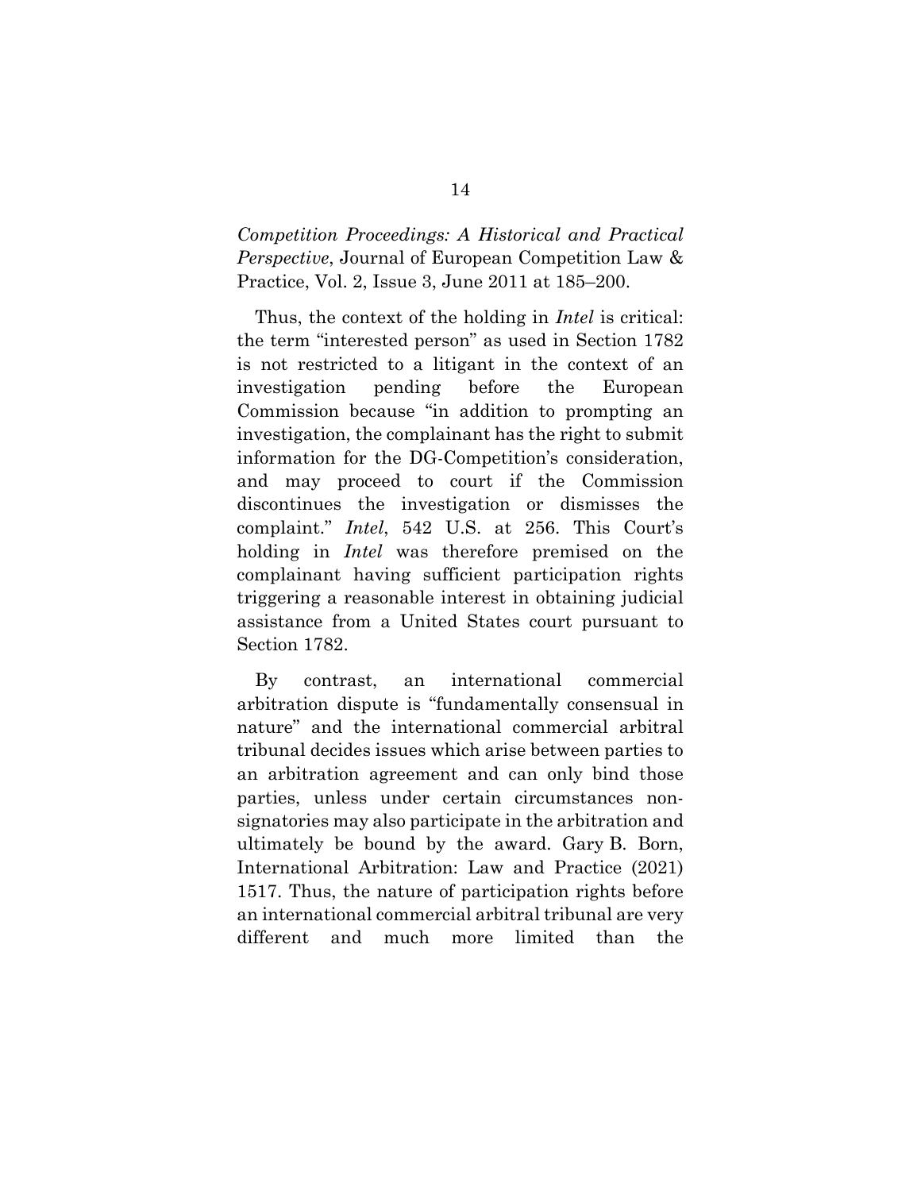*Competition Proceedings: A Historical and Practical Perspective*, Journal of European Competition Law & Practice, Vol. 2, Issue 3, June 2011 at 185–200.

Thus, the context of the holding in *Intel* is critical: the term "interested person" as used in Section 1782 is not restricted to a litigant in the context of an investigation pending before the European Commission because "in addition to prompting an investigation, the complainant has the right to submit information for the DG-Competition's consideration, and may proceed to court if the Commission discontinues the investigation or dismisses the complaint." *Intel*, 542 U.S. at 256. This Court's holding in *Intel* was therefore premised on the complainant having sufficient participation rights triggering a reasonable interest in obtaining judicial assistance from a United States court pursuant to Section 1782.

By contrast, an international commercial arbitration dispute is "fundamentally consensual in nature" and the international commercial arbitral tribunal decides issues which arise between parties to an arbitration agreement and can only bind those parties, unless under certain circumstances non-signatories may also participate in the arbitration and ultimately be bound by the award. Gary B. Born, International Arbitration: Law and Practice (2021) 1517. Thus, the nature of participation rights before an international commercial arbitral tribunal are very different and much more limited than the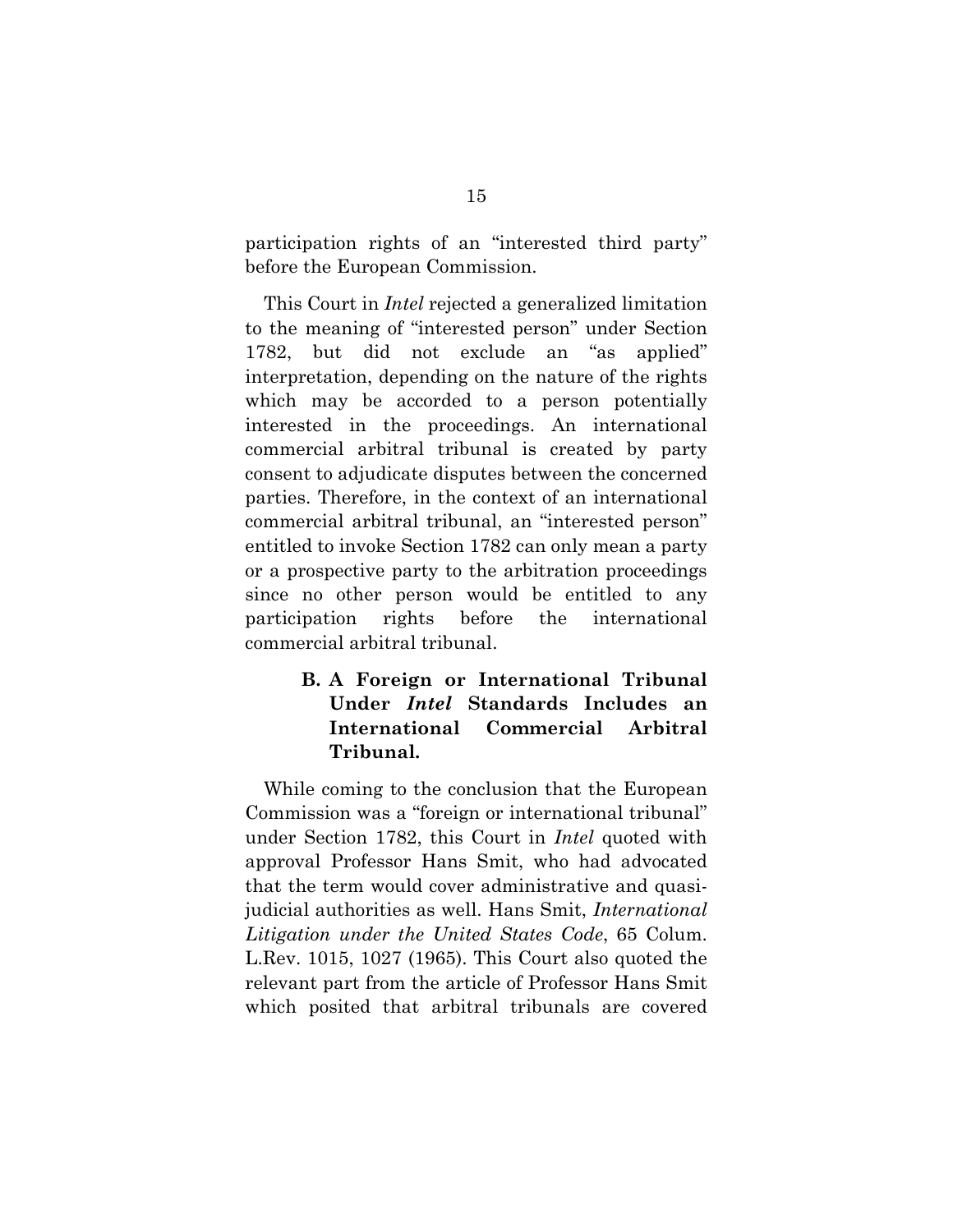participation rights of an "interested third party" before the European Commission.

This Court in *Intel* rejected a generalized limitation to the meaning of "interested person" under Section 1782, but did not exclude an "as applied" interpretation, depending on the nature of the rights which may be accorded to a person potentially interested in the proceedings. An international commercial arbitral tribunal is created by party consent to adjudicate disputes between the concerned parties. Therefore, in the context of an international commercial arbitral tribunal, an "interested person" entitled to invoke Section 1782 can only mean a party or a prospective party to the arbitration proceedings since no other person would be entitled to any participation rights before the international commercial arbitral tribunal.

### B. A Foreign or International Tribunal Under *Intel* Standards Includes an International Commercial Arbitral Tribunal.

While coming to the conclusion that the European Commission was a "foreign or international tribunal" under Section 1782, this Court in *Intel* quoted with approval Professor Hans Smit, who had advocated that the term would cover administrative and quasi-judicial authorities as well. Hans Smit, *International Litigation under the United States Code*, 65 Colum. L.Rev. 1015, 1027 (1965). This Court also quoted the relevant part from the article of Professor Hans Smit which posited that arbitral tribunals are covered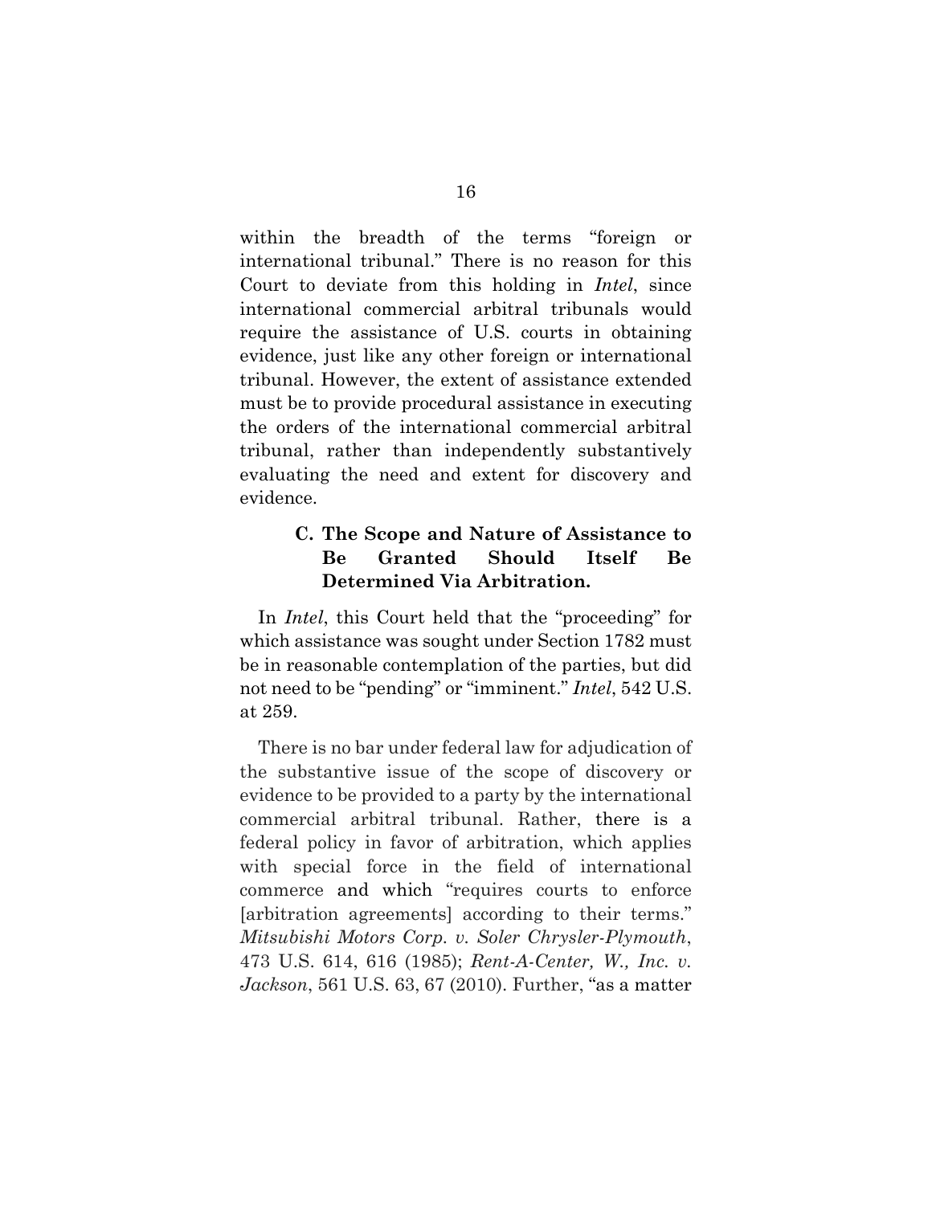within the breadth of the terms "foreign or international tribunal." There is no reason for this Court to deviate from this holding in *Intel*, since international commercial arbitral tribunals would require the assistance of U.S. courts in obtaining evidence, just like any other foreign or international tribunal. However, the extent of assistance extended must be to provide procedural assistance in executing the orders of the international commercial arbitral tribunal, rather than independently substantively evaluating the need and extent for discovery and evidence.

### C. The Scope and Nature of Assistance to Be Granted Should Itself Be Determined Via Arbitration.

In *Intel*, this Court held that the "proceeding" for which assistance was sought under Section 1782 must be in reasonable contemplation of the parties, but did not need to be "pending" or "imminent." *Intel*, 542 U.S. at 259.

There is no bar under federal law for adjudication of the substantive issue of the scope of discovery or evidence to be provided to a party by the international commercial arbitral tribunal. Rather, there is a federal policy in favor of arbitration, which applies with special force in the field of international commerce and which "requires courts to enforce [arbitration agreements] according to their terms." *Mitsubishi Motors Corp. v. Soler Chrysler-Plymouth*, 473 U.S. 614, 616 (1985); *Rent-A-Center, W., Inc. v. Jackson*, 561 U.S. 63, 67 (2010). Further, "as a matter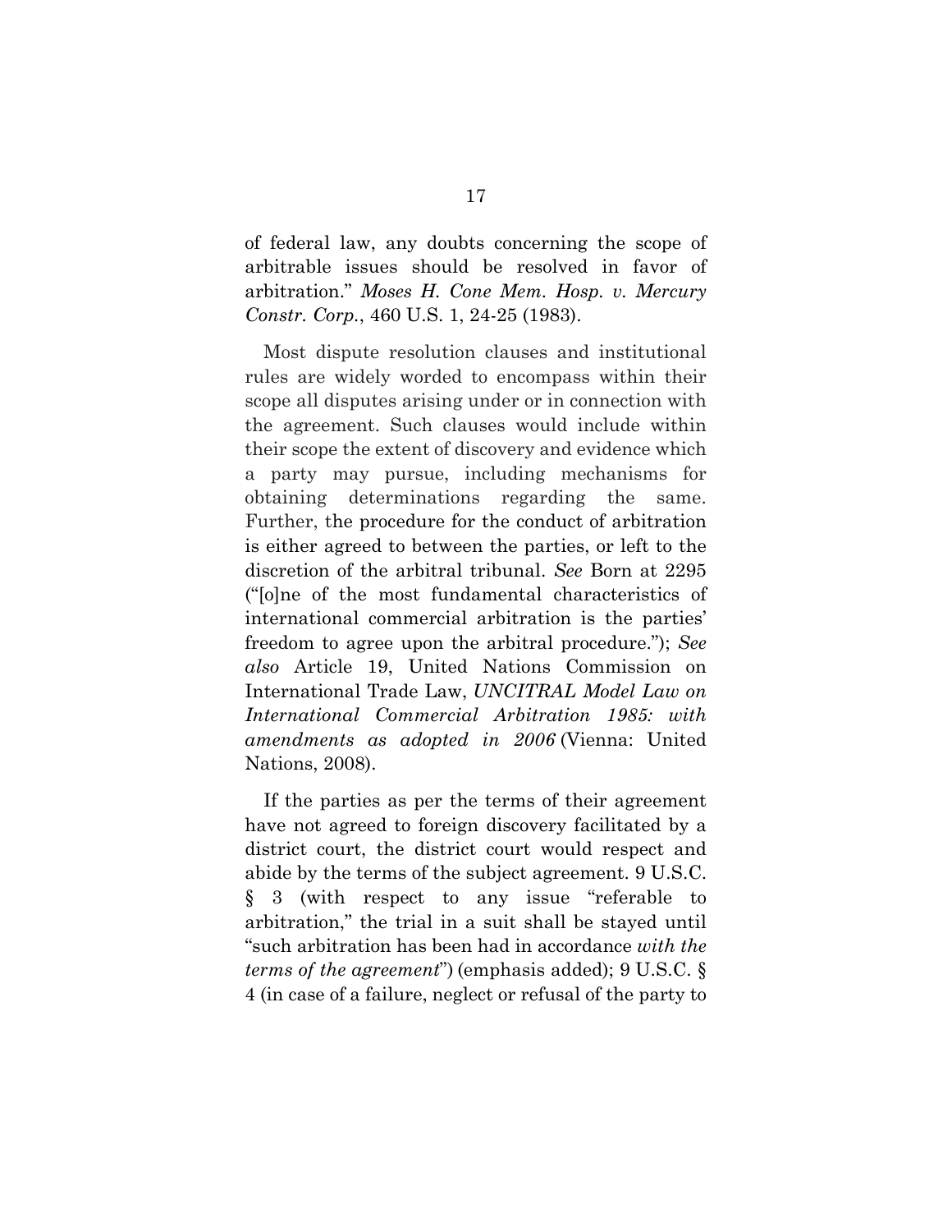of federal law, any doubts concerning the scope of arbitrable issues should be resolved in favor of arbitration." *Moses H. Cone Mem. Hosp. v. Mercury Constr. Corp.*, 460 U.S. 1, 24-25 (1983).

Most dispute resolution clauses and institutional rules are widely worded to encompass within their scope all disputes arising under or in connection with the agreement. Such clauses would include within their scope the extent of discovery and evidence which a party may pursue, including mechanisms for obtaining determinations regarding the same. Further, the procedure for the conduct of arbitration is either agreed to between the parties, or left to the discretion of the arbitral tribunal. *See* Born at 2295 ("[o]ne of the most fundamental characteristics of international commercial arbitration is the parties' freedom to agree upon the arbitral procedure."); *See also* Article 19, United Nations Commission on International Trade Law, *UNCITRAL Model Law on International Commercial Arbitration 1985: with amendments as adopted in 2006* (Vienna: United Nations, 2008).

If the parties as per the terms of their agreement have not agreed to foreign discovery facilitated by a district court, the district court would respect and abide by the terms of the subject agreement. 9 U.S.C. § 3 (with respect to any issue "referable to arbitration," the trial in a suit shall be stayed until "such arbitration has been had in accordance *with the terms of the agreement*") (emphasis added); 9 U.S.C. § 4 (in case of a failure, neglect or refusal of the party to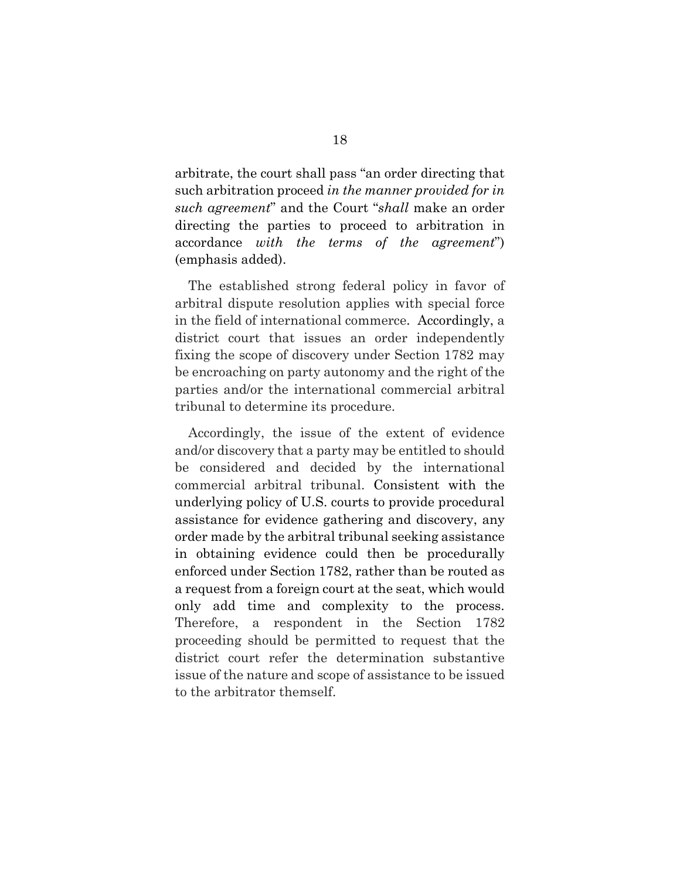arbitrate, the court shall pass "an order directing that such arbitration proceed *in the manner provided for in such agreement*" and the Court "*shall* make an order directing the parties to proceed to arbitration in accordance *with the terms of the agreement*") (emphasis added).

The established strong federal policy in favor of arbitral dispute resolution applies with special force in the field of international commerce. Accordingly, a district court that issues an order independently fixing the scope of discovery under Section 1782 may be encroaching on party autonomy and the right of the parties and/or the international commercial arbitral tribunal to determine its procedure.

Accordingly, the issue of the extent of evidence and/or discovery that a party may be entitled to should be considered and decided by the international commercial arbitral tribunal. Consistent with the underlying policy of U.S. courts to provide procedural assistance for evidence gathering and discovery, any order made by the arbitral tribunal seeking assistance in obtaining evidence could then be procedurally enforced under Section 1782, rather than be routed as a request from a foreign court at the seat, which would only add time and complexity to the process. Therefore, a respondent in the Section 1782 proceeding should be permitted to request that the district court refer the determination substantive issue of the nature and scope of assistance to be issued to the arbitrator themself.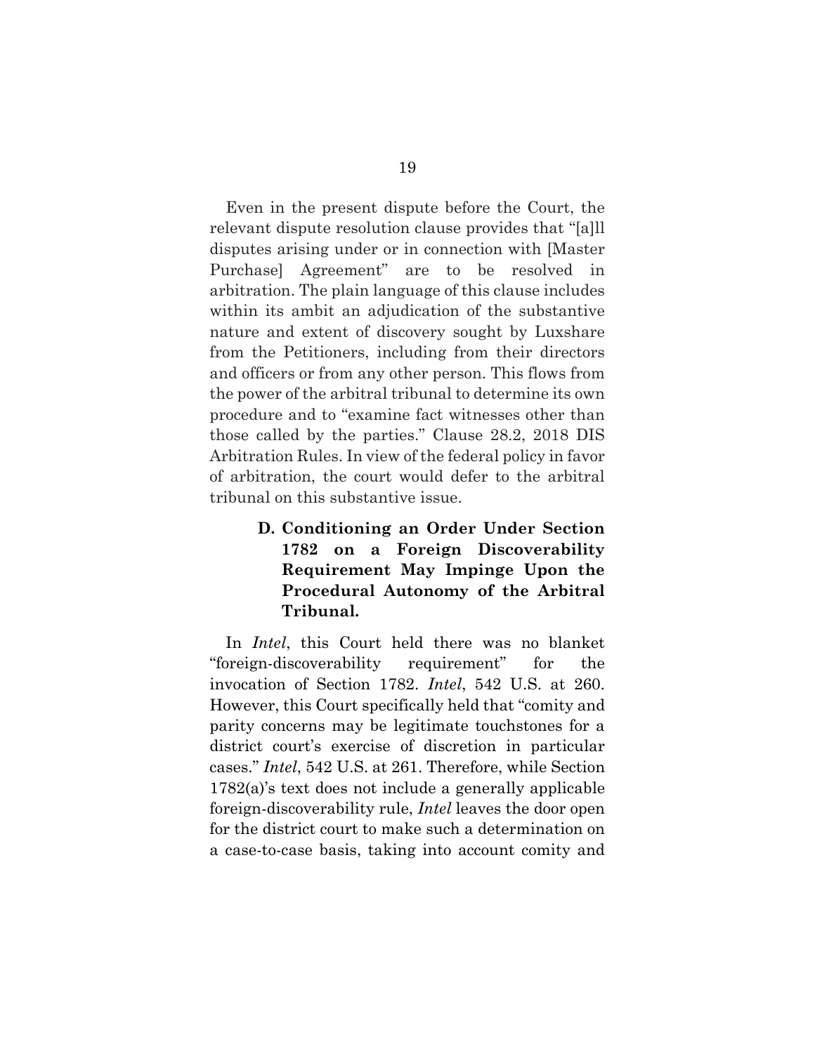Even in the present dispute before the Court, the relevant dispute resolution clause provides that "[a]ll disputes arising under or in connection with [Master Purchase] Agreement" are to be resolved in arbitration. The plain language of this clause includes within its ambit an adjudication of the substantive nature and extent of discovery sought by Luxshare from the Petitioners, including from their directors and officers or from any other person. This flows from the power of the arbitral tribunal to determine its own procedure and to "examine fact witnesses other than those called by the parties." Clause 28.2, 2018 DIS Arbitration Rules. In view of the federal policy in favor of arbitration, the court would defer to the arbitral tribunal on this substantive issue.

### D. Conditioning an Order Under Section 1782 on a Foreign Discoverability Requirement May Impinge Upon the Procedural Autonomy of the Arbitral Tribunal.

In *Intel*, this Court held there was no blanket "foreign-discoverability requirement" for the invocation of Section 1782. *Intel*, 542 U.S. at 260. However, this Court specifically held that "comity and parity concerns may be legitimate touchstones for a district court's exercise of discretion in particular cases." *Intel*, 542 U.S. at 261. Therefore, while Section 1782(a)'s text does not include a generally applicable foreign-discoverability rule, *Intel* leaves the door open for the district court to make such a determination on a case-to-case basis, taking into account comity and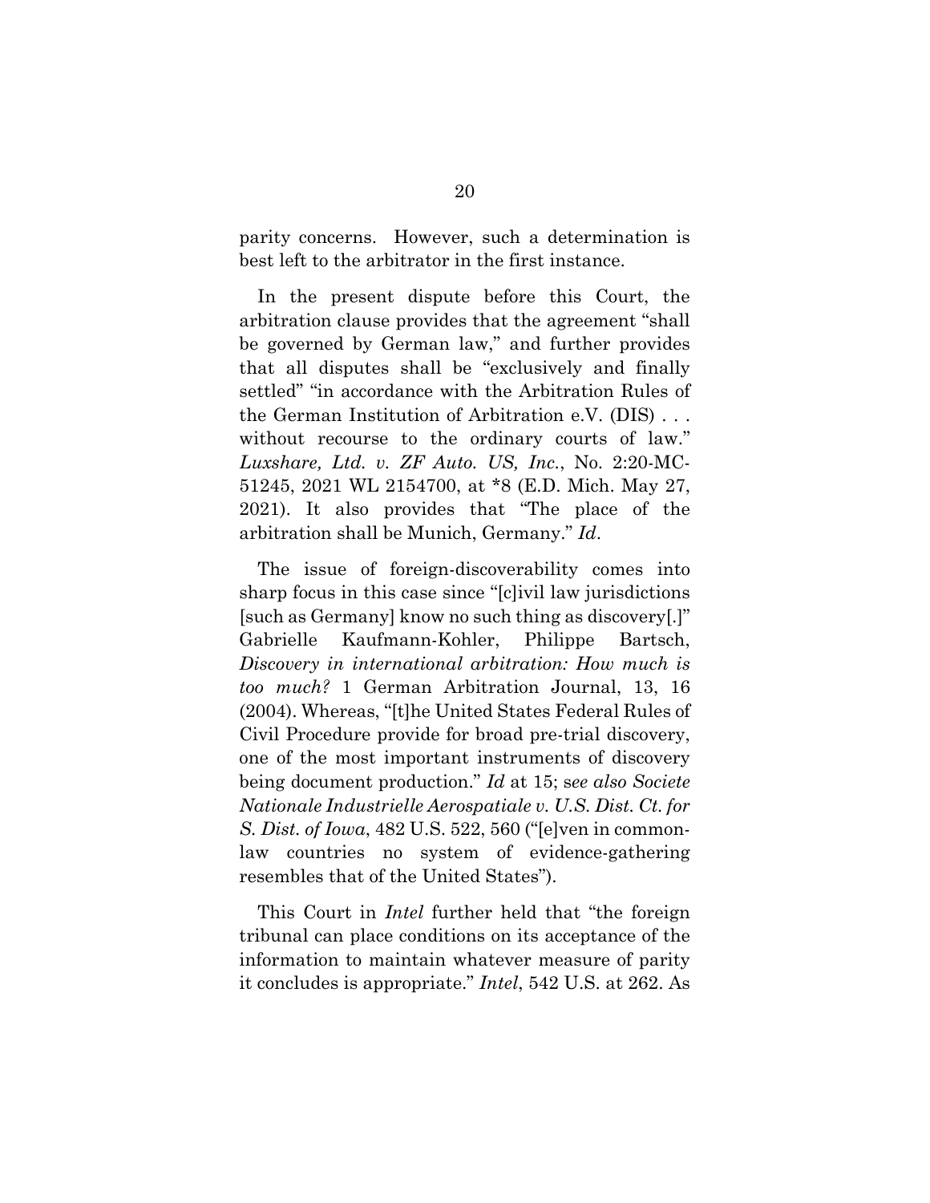parity concerns. However, such a determination is best left to the arbitrator in the first instance.

In the present dispute before this Court, the arbitration clause provides that the agreement "shall be governed by German law," and further provides that all disputes shall be "exclusively and finally settled" "in accordance with the Arbitration Rules of the German Institution of Arbitration e.V. (DIS) . . . without recourse to the ordinary courts of law." *Luxshare, Ltd. v. ZF Auto. US, Inc.*, No. 2:20-MC-51245, 2021 WL 2154700, at *8 (E.D. Mich. May 27, 2021). It also provides that "The place of the arbitration shall be Munich, Germany." *Id*.

The issue of foreign-discoverability comes into sharp focus in this case since "[c]ivil law jurisdictions [such as Germany] know no such thing as discovery[.]" Gabrielle Kaufmann-Kohler, Philippe Bartsch, *Discovery in international arbitration: How much is too much?* 1 German Arbitration Journal, 13, 16 (2004). Whereas, "[t]he United States Federal Rules of Civil Procedure provide for broad pre-trial discovery, one of the most important instruments of discovery being document production." *Id* at 15; s*ee also Societe Nationale Industrielle Aerospatiale v. U.S. Dist. Ct. for S. Dist. of Iowa*, 482 U.S. 522, 560 ("[e]ven in common-law countries no system of evidence-gathering resembles that of the United States").

This Court in *Intel* further held that "the foreign tribunal can place conditions on its acceptance of the information to maintain whatever measure of parity it concludes is appropriate." *Intel*, 542 U.S. at 262. As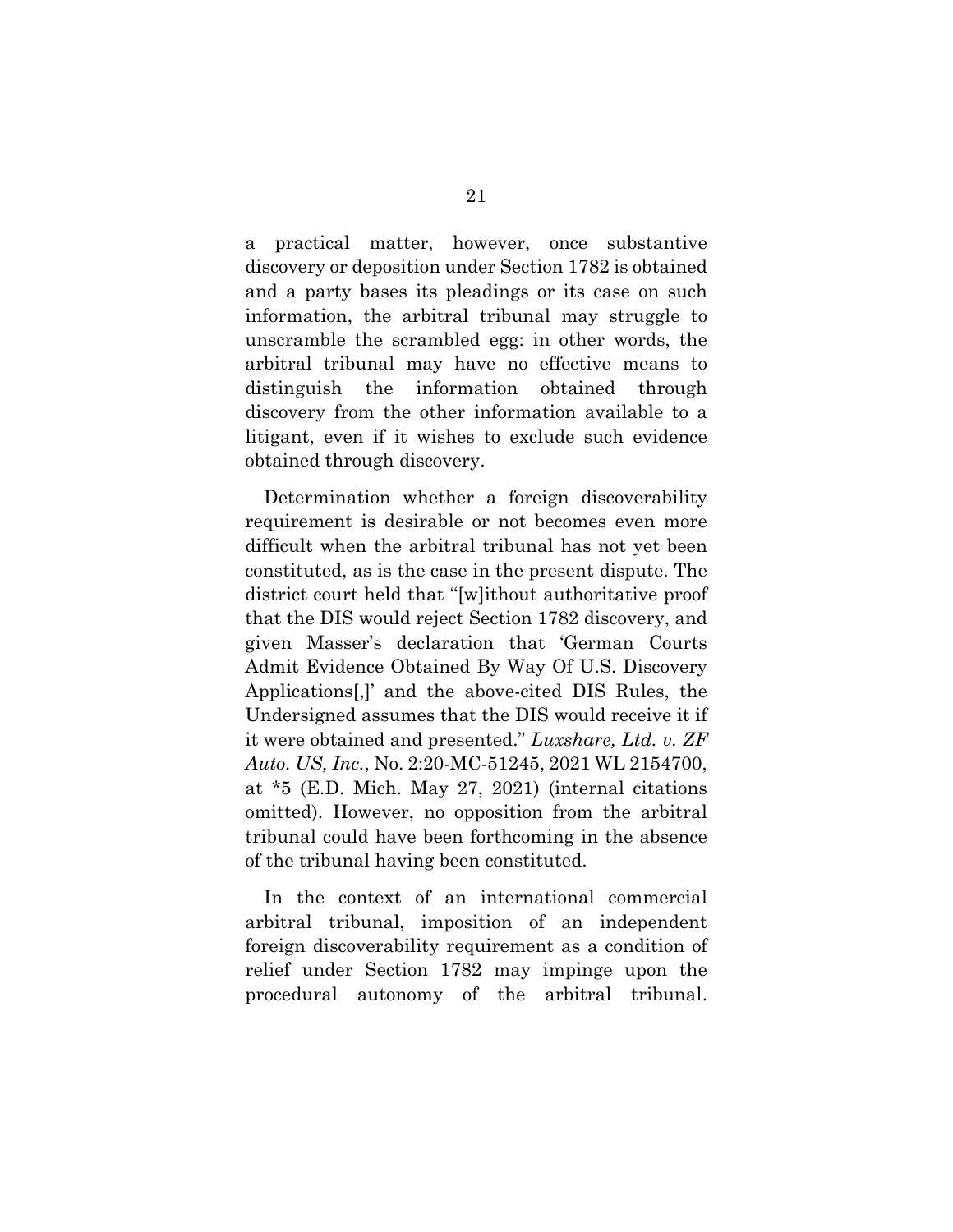a practical matter, however, once substantive discovery or deposition under Section 1782 is obtained and a party bases its pleadings or its case on such information, the arbitral tribunal may struggle to unscramble the scrambled egg: in other words, the arbitral tribunal may have no effective means to distinguish the information obtained through discovery from the other information available to a litigant, even if it wishes to exclude such evidence obtained through discovery.

Determination whether a foreign discoverability requirement is desirable or not becomes even more difficult when the arbitral tribunal has not yet been constituted, as is the case in the present dispute. The district court held that "[w]ithout authoritative proof that the DIS would reject Section 1782 discovery, and given Masser's declaration that 'German Courts Admit Evidence Obtained By Way Of U.S. Discovery Applications[,]' and the above-cited DIS Rules, the Undersigned assumes that the DIS would receive it if it were obtained and presented." *Luxshare, Ltd. v. ZF Auto. US, Inc.*, No. 2:20-MC-51245, 2021 WL 2154700, at *5 (E.D. Mich. May 27, 2021) (internal citations omitted). However, no opposition from the arbitral tribunal could have been forthcoming in the absence of the tribunal having been constituted.

In the context of an international commercial arbitral tribunal, imposition of an independent foreign discoverability requirement as a condition of relief under Section 1782 may impinge upon the procedural autonomy of the arbitral tribunal.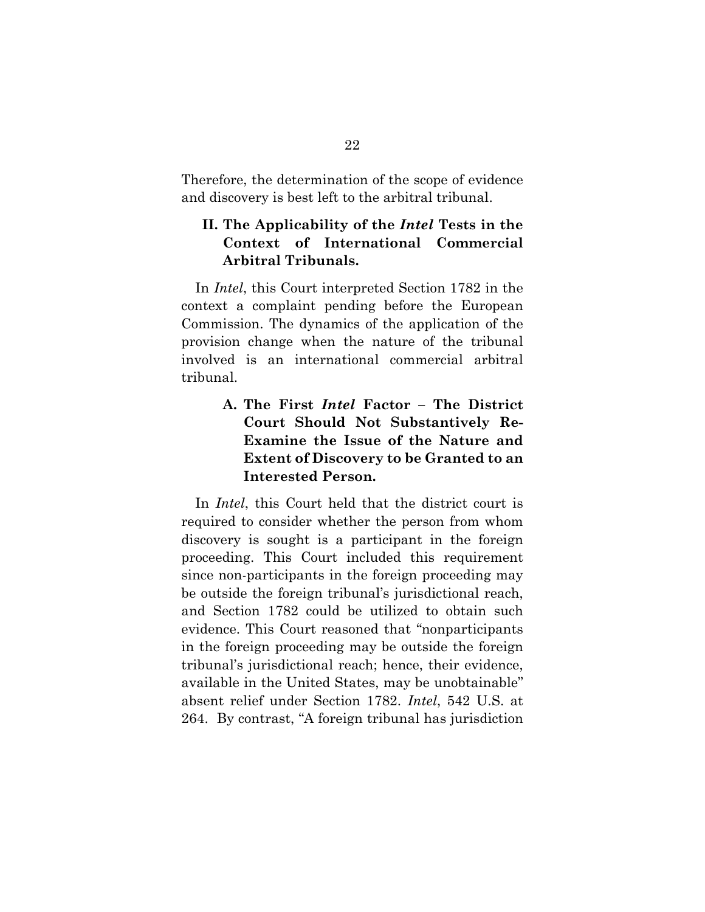Therefore, the determination of the scope of evidence and discovery is best left to the arbitral tribunal.

## II. The Applicability of the *Intel* Tests in the Context of International Commercial Arbitral Tribunals.

In *Intel*, this Court interpreted Section 1782 in the context a complaint pending before the European Commission. The dynamics of the application of the provision change when the nature of the tribunal involved is an international commercial arbitral tribunal.

### A. The First *Intel* Factor – The District Court Should Not Substantively Re-Examine the Issue of the Nature and Extent of Discovery to be Granted to an Interested Person.

In *Intel*, this Court held that the district court is required to consider whether the person from whom discovery is sought is a participant in the foreign proceeding. This Court included this requirement since non-participants in the foreign proceeding may be outside the foreign tribunal's jurisdictional reach, and Section 1782 could be utilized to obtain such evidence. This Court reasoned that "nonparticipants in the foreign proceeding may be outside the foreign tribunal's jurisdictional reach; hence, their evidence, available in the United States, may be unobtainable" absent relief under Section 1782. *Intel*, 542 U.S. at 264. By contrast, "A foreign tribunal has jurisdiction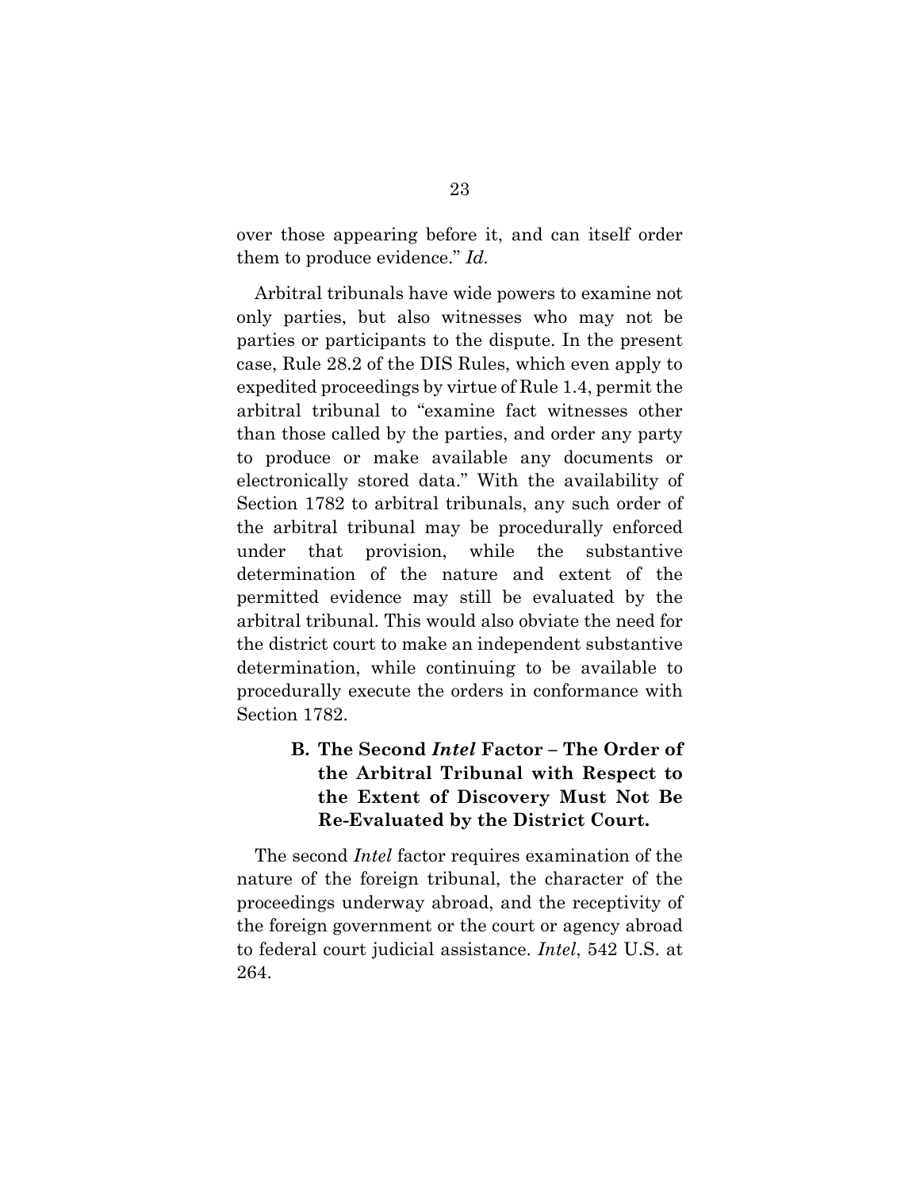over those appearing before it, and can itself order them to produce evidence." *Id.*

Arbitral tribunals have wide powers to examine not only parties, but also witnesses who may not be parties or participants to the dispute. In the present case, Rule 28.2 of the DIS Rules, which even apply to expedited proceedings by virtue of Rule 1.4, permit the arbitral tribunal to "examine fact witnesses other than those called by the parties, and order any party to produce or make available any documents or electronically stored data." With the availability of Section 1782 to arbitral tribunals, any such order of the arbitral tribunal may be procedurally enforced under that provision, while the substantive determination of the nature and extent of the permitted evidence may still be evaluated by the arbitral tribunal. This would also obviate the need for the district court to make an independent substantive determination, while continuing to be available to procedurally execute the orders in conformance with Section 1782.

### B. The Second *Intel* Factor – The Order of the Arbitral Tribunal with Respect to the Extent of Discovery Must Not Be Re-Evaluated by the District Court.

The second *Intel* factor requires examination of the nature of the foreign tribunal, the character of the proceedings underway abroad, and the receptivity of the foreign government or the court or agency abroad to federal court judicial assistance. *Intel*, 542 U.S. at 264.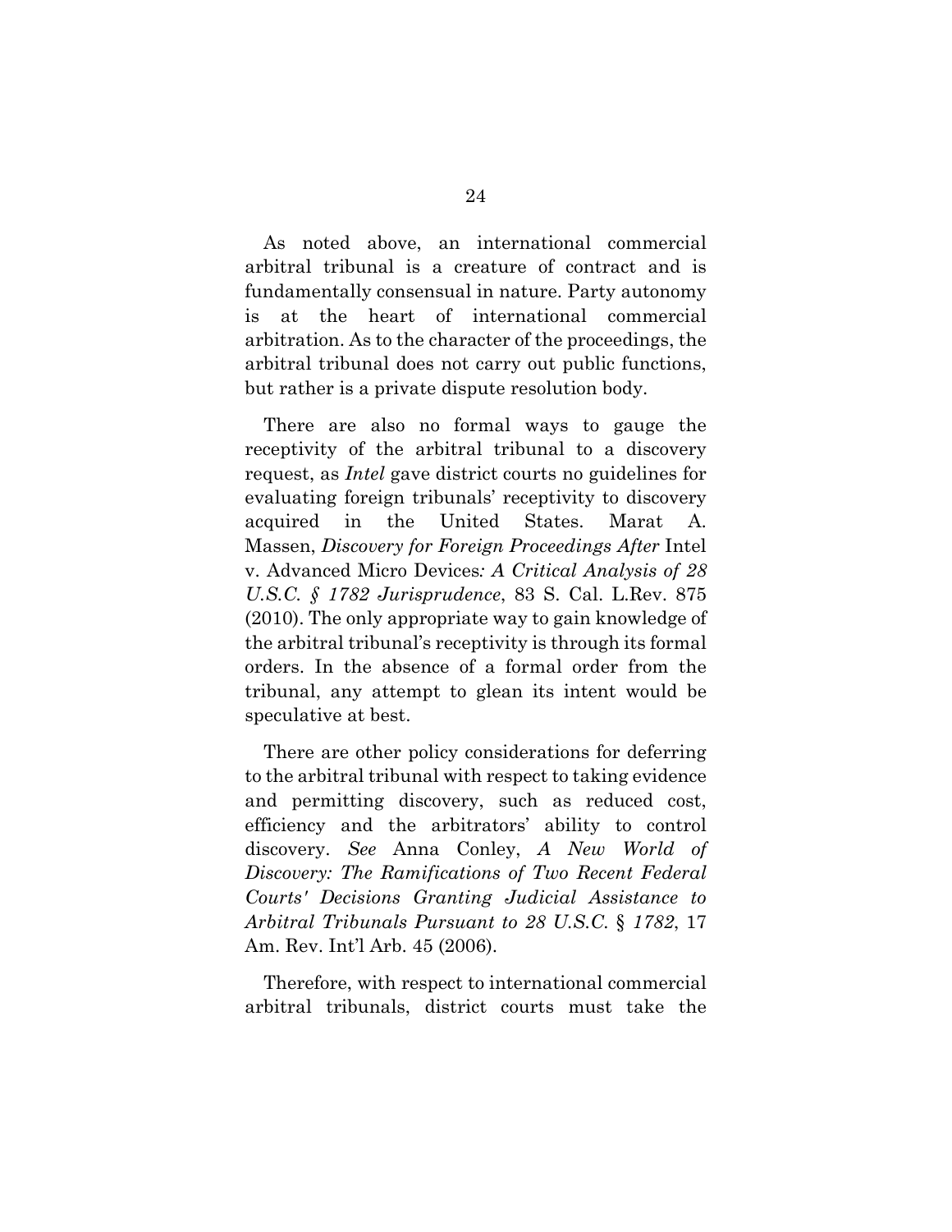As noted above, an international commercial arbitral tribunal is a creature of contract and is fundamentally consensual in nature. Party autonomy is at the heart of international commercial arbitration. As to the character of the proceedings, the arbitral tribunal does not carry out public functions, but rather is a private dispute resolution body.

There are also no formal ways to gauge the receptivity of the arbitral tribunal to a discovery request, as *Intel* gave district courts no guidelines for evaluating foreign tribunals' receptivity to discovery acquired in the United States. Marat A. Massen, *Discovery for Foreign Proceedings After* Intel v. Advanced Micro Devices*: A Critical Analysis of 28 U.S.C. § 1782 Jurisprudence*, 83 S. Cal. L.Rev. 875 (2010). The only appropriate way to gain knowledge of the arbitral tribunal's receptivity is through its formal orders. In the absence of a formal order from the tribunal, any attempt to glean its intent would be speculative at best.

There are other policy considerations for deferring to the arbitral tribunal with respect to taking evidence and permitting discovery, such as reduced cost, efficiency and the arbitrators' ability to control discovery. *See* Anna Conley, *A New World of Discovery: The Ramifications of Two Recent Federal Courts' Decisions Granting Judicial Assistance to Arbitral Tribunals Pursuant to 28 U.S.C.* § *1782*, 17 Am. Rev. Int'l Arb. 45 (2006).

Therefore, with respect to international commercial arbitral tribunals, district courts must take the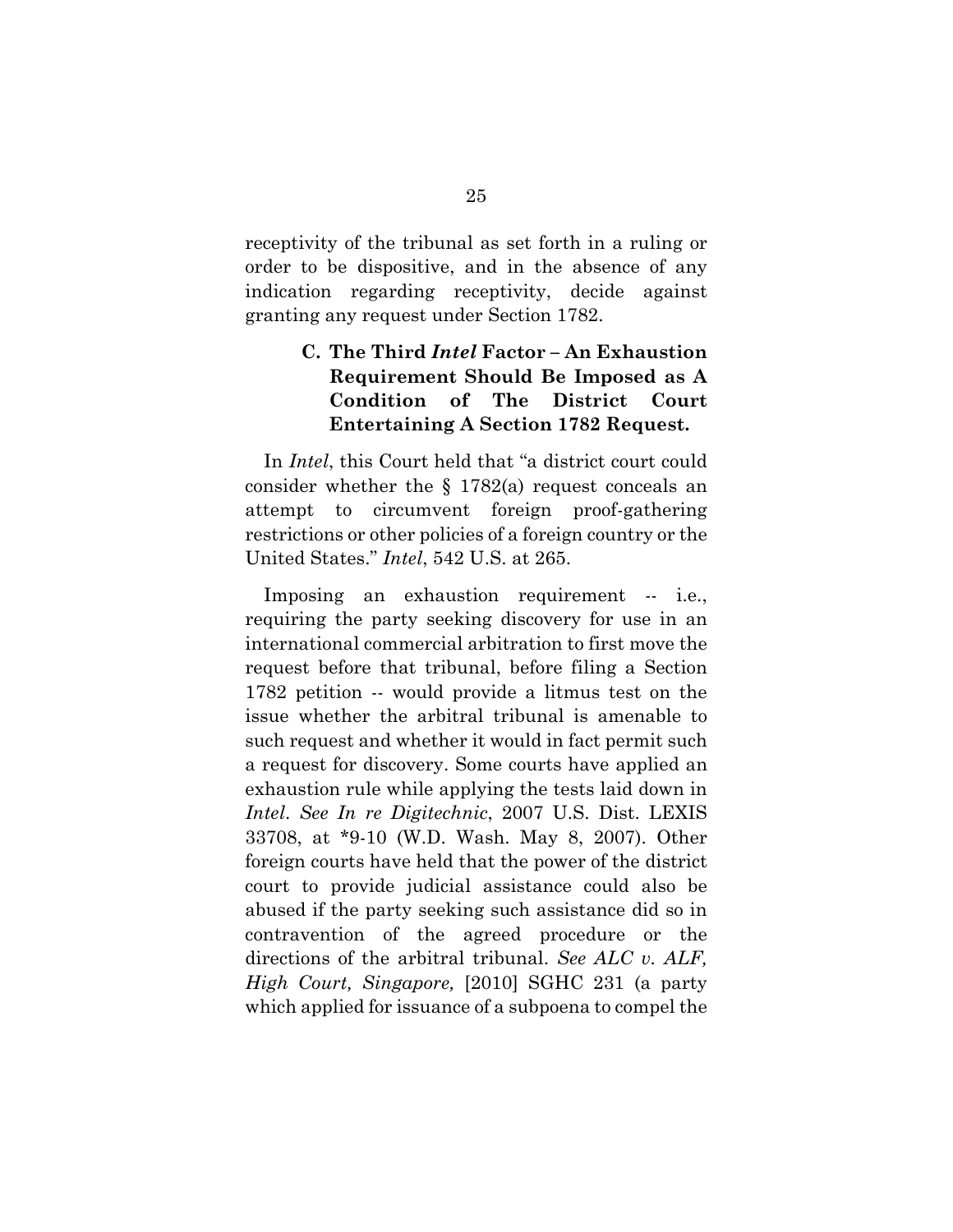receptivity of the tribunal as set forth in a ruling or order to be dispositive, and in the absence of any indication regarding receptivity, decide against granting any request under Section 1782.

### C. The Third *Intel* Factor – An Exhaustion Requirement Should Be Imposed as A Condition of The District Court Entertaining A Section 1782 Request.

In *Intel*, this Court held that "a district court could consider whether the § 1782(a) request conceals an attempt to circumvent foreign proof-gathering restrictions or other policies of a foreign country or the United States." *Intel*, 542 U.S. at 265.

Imposing an exhaustion requirement -- i.e., requiring the party seeking discovery for use in an international commercial arbitration to first move the request before that tribunal, before filing a Section 1782 petition -- would provide a litmus test on the issue whether the arbitral tribunal is amenable to such request and whether it would in fact permit such a request for discovery. Some courts have applied an exhaustion rule while applying the tests laid down in *Intel*. *See In re Digitechnic*, 2007 U.S. Dist. LEXIS 33708, at *9-10 (W.D. Wash. May 8, 2007). Other foreign courts have held that the power of the district court to provide judicial assistance could also be abused if the party seeking such assistance did so in contravention of the agreed procedure or the directions of the arbitral tribunal. *See ALC v. ALF, High Court, Singapore,* [2010] SGHC 231 (a party which applied for issuance of a subpoena to compel the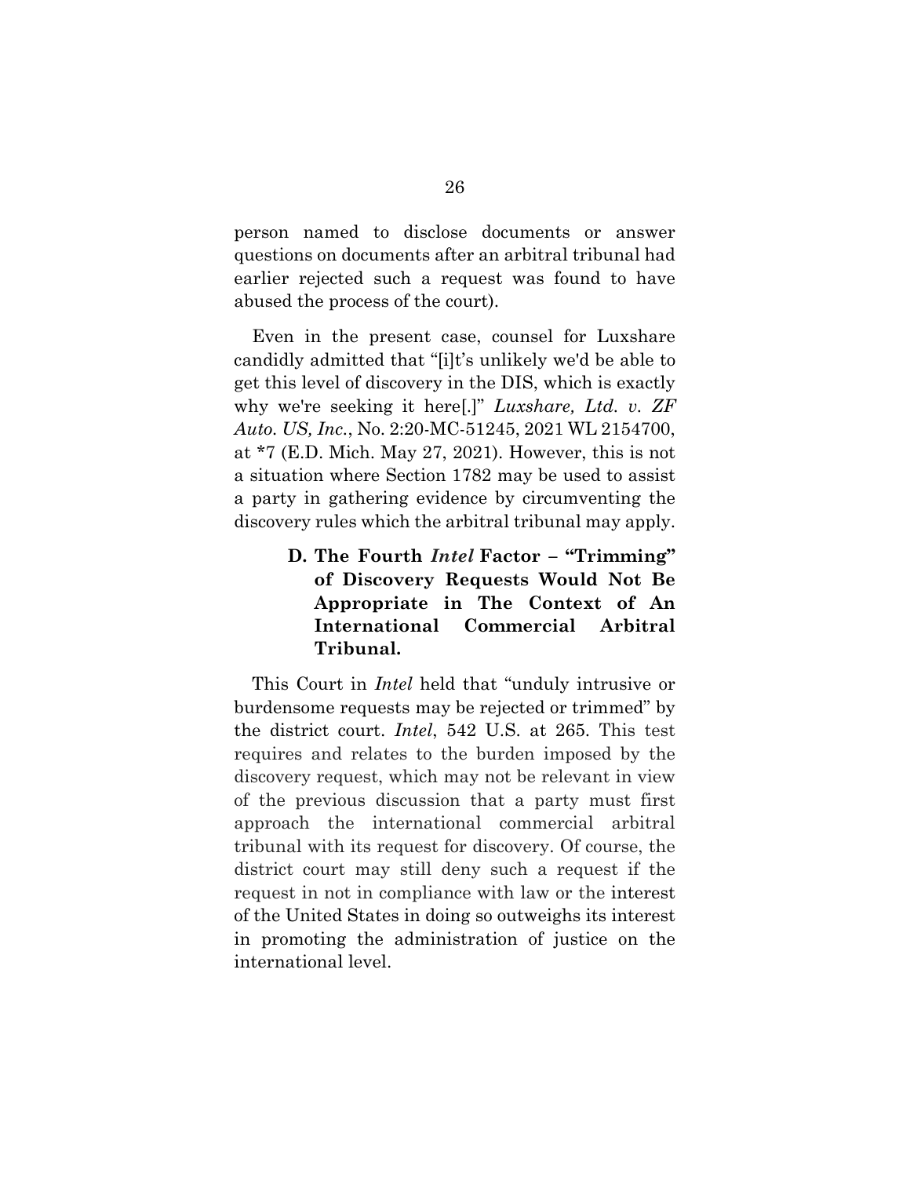person named to disclose documents or answer questions on documents after an arbitral tribunal had earlier rejected such a request was found to have abused the process of the court).

Even in the present case, counsel for Luxshare candidly admitted that "[i]t's unlikely we'd be able to get this level of discovery in the DIS, which is exactly why we're seeking it here[.]" *Luxshare, Ltd. v. ZF Auto. US, Inc.*, No. 2:20-MC-51245, 2021 WL 2154700, at *7 (E.D. Mich. May 27, 2021). However, this is not a situation where Section 1782 may be used to assist a party in gathering evidence by circumventing the discovery rules which the arbitral tribunal may apply.

### D. The Fourth *Intel* Factor – "Trimming" of Discovery Requests Would Not Be Appropriate in The Context of An International Commercial Arbitral Tribunal.

This Court in *Intel* held that "unduly intrusive or burdensome requests may be rejected or trimmed" by the district court. *Intel*, 542 U.S. at 265. This test requires and relates to the burden imposed by the discovery request, which may not be relevant in view of the previous discussion that a party must first approach the international commercial arbitral tribunal with its request for discovery. Of course, the district court may still deny such a request if the request in not in compliance with law or the interest of the United States in doing so outweighs its interest in promoting the administration of justice on the international level.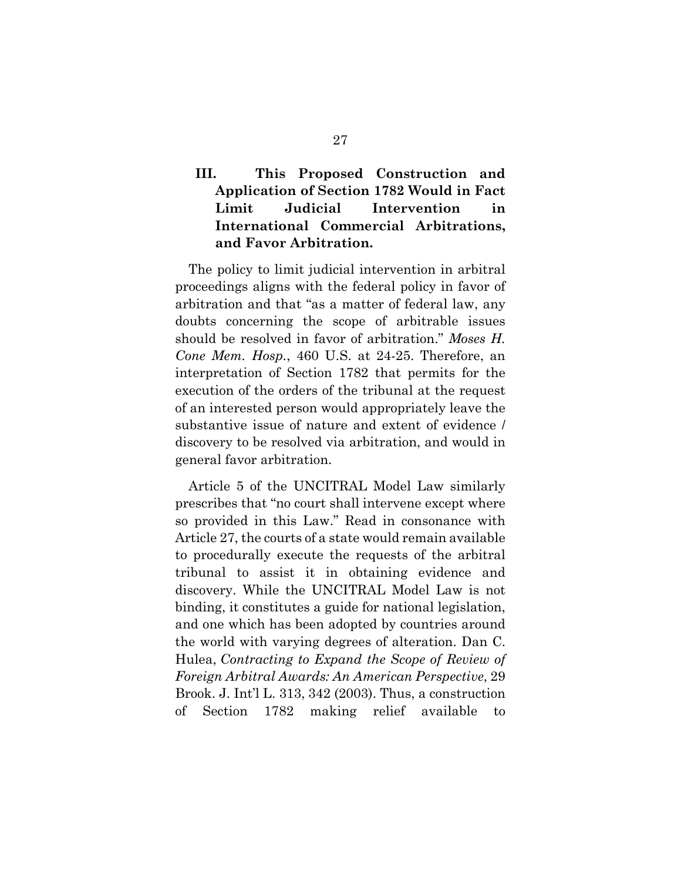### III. This Proposed Construction and Application of Section 1782 Would in Fact Limit Judicial Intervention in International Commercial Arbitrations, and Favor Arbitration.

The policy to limit judicial intervention in arbitral proceedings aligns with the federal policy in favor of arbitration and that "as a matter of federal law, any doubts concerning the scope of arbitrable issues should be resolved in favor of arbitration." *Moses H. Cone Mem. Hosp.*, 460 U.S. at 24-25. Therefore, an interpretation of Section 1782 that permits for the execution of the orders of the tribunal at the request of an interested person would appropriately leave the substantive issue of nature and extent of evidence / discovery to be resolved via arbitration, and would in general favor arbitration.

Article 5 of the UNCITRAL Model Law similarly prescribes that "no court shall intervene except where so provided in this Law." Read in consonance with Article 27, the courts of a state would remain available to procedurally execute the requests of the arbitral tribunal to assist it in obtaining evidence and discovery. While the UNCITRAL Model Law is not binding, it constitutes a guide for national legislation, and one which has been adopted by countries around the world with varying degrees of alteration. Dan C. Hulea, *Contracting to Expand the Scope of Review of Foreign Arbitral Awards: An American Perspective*, 29 Brook. J. Int'l L. 313, 342 (2003). Thus, a construction of Section 1782 making relief available to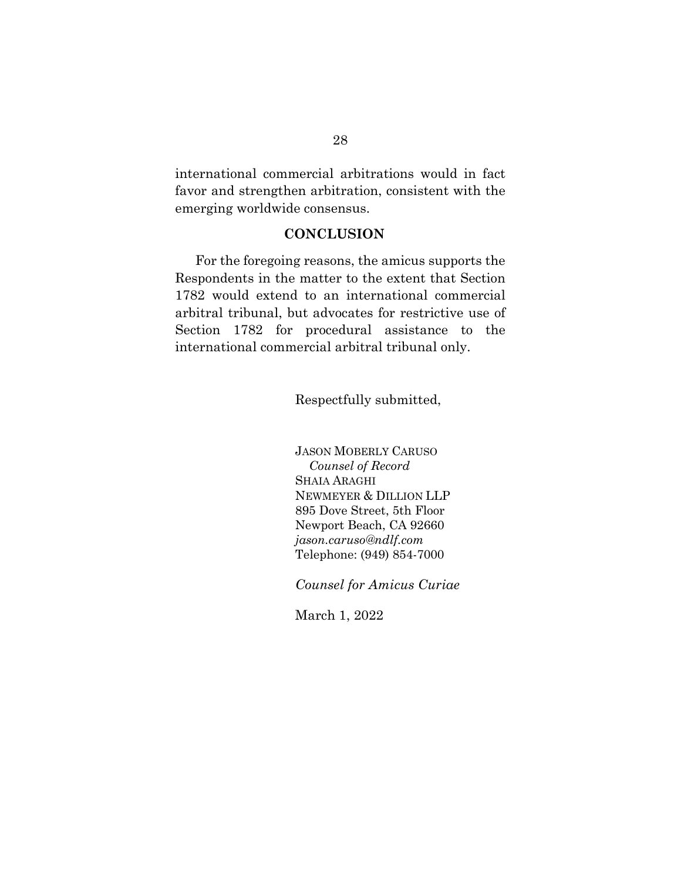international commercial arbitrations would in fact favor and strengthen arbitration, consistent with the emerging worldwide consensus.

## CONCLUSION

For the foregoing reasons, the amicus supports the Respondents in the matter to the extent that Section 1782 would extend to an international commercial arbitral tribunal, but advocates for restrictive use of Section 1782 for procedural assistance to the international commercial arbitral tribunal only.

Respectfully submitted,

JASON MOBERLY CARUSO  
*Counsel of Record*  
SHAIA ARAGHI  
NEWMEYER & DILLION LLP  
895 Dove Street, 5th Floor  
Newport Beach, CA 92660  
*jason.caruso@ndlf.com*  
Telephone: (949) 854-7000

*Counsel for Amicus Curiae*

March 1, 2022